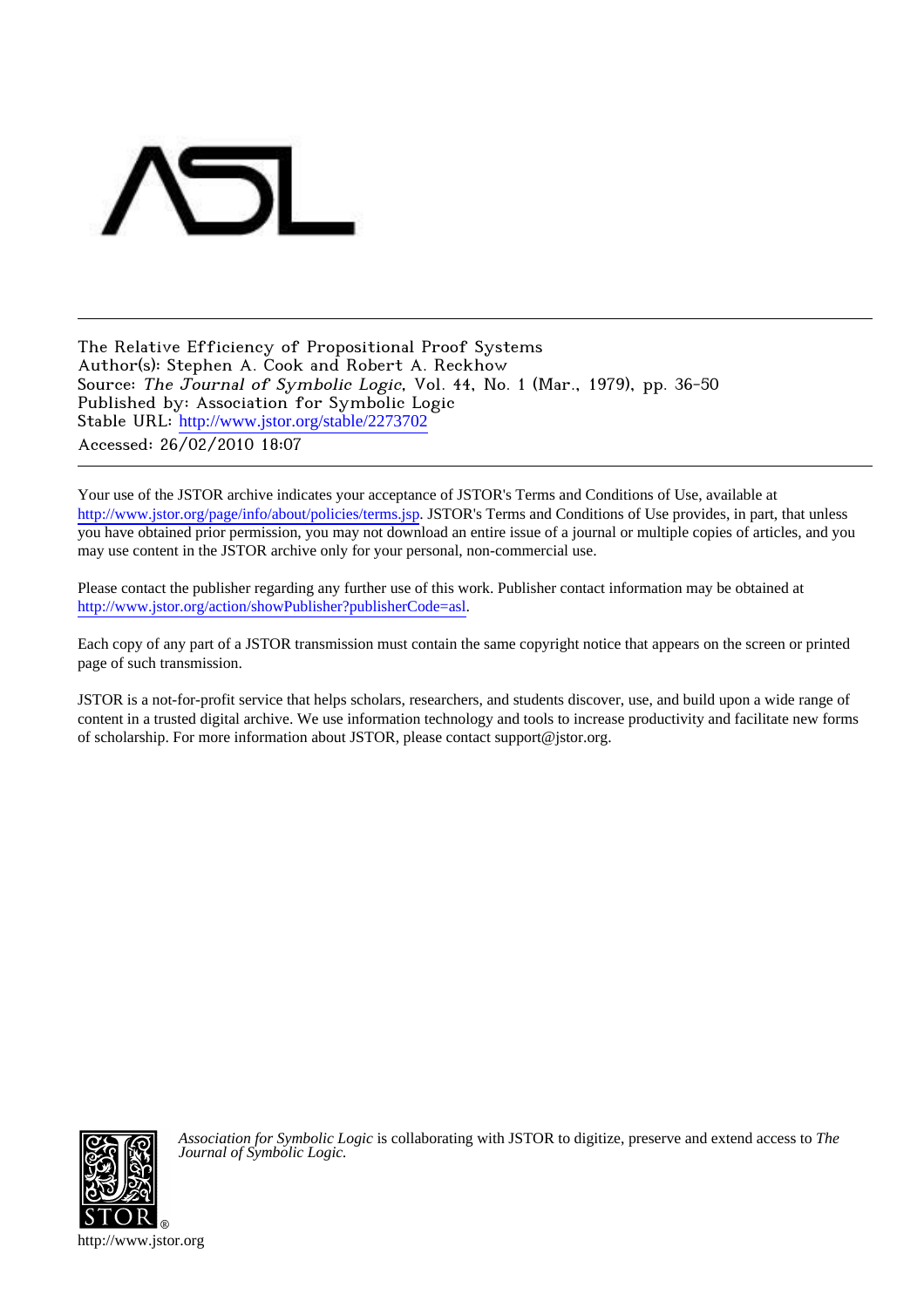The Relative Efficiency of Propositional Proof Systems
Author(s): Stephen A. Cook and Robert A. Reckhow
Source: *The Journal of Symbolic Logic*, Vol. 44, No. 1 (Mar., 1979), pp. 36-50
Published by: Association for Symbolic Logic
Stable URL: http://www.jstor.org/stable/2273702
Accessed: 26/02/2010 18:07

---

Your use of the JSTOR archive indicates your acceptance of JSTOR's Terms and Conditions of Use, available at http://www.jstor.org/page/info/about/policies/terms.jsp. JSTOR's Terms and Conditions of Use provides, in part, that unless you have obtained prior permission, you may not download an entire issue of a journal or multiple copies of articles, and you may use content in the JSTOR archive only for your personal, non-commercial use.

Please contact the publisher regarding any further use of this work. Publisher contact information may be obtained at http://www.jstor.org/action/showPublisher?publisherCode=asl.

Each copy of any part of a JSTOR transmission must contain the same copyright notice that appears on the screen or printed page of such transmission.

JSTOR is a not-for-profit service that helps scholars, researchers, and students discover, use, and build upon a wide range of content in a trusted digital archive. We use information technology and tools to increase productivity and facilitate new forms of scholarship. For more information about JSTOR, please contact support@jstor.org.

*Association for Symbolic Logic* is collaborating with JSTOR to digitize, preserve and extend access to *The Journal of Symbolic Logic.*

http://www.jstor.org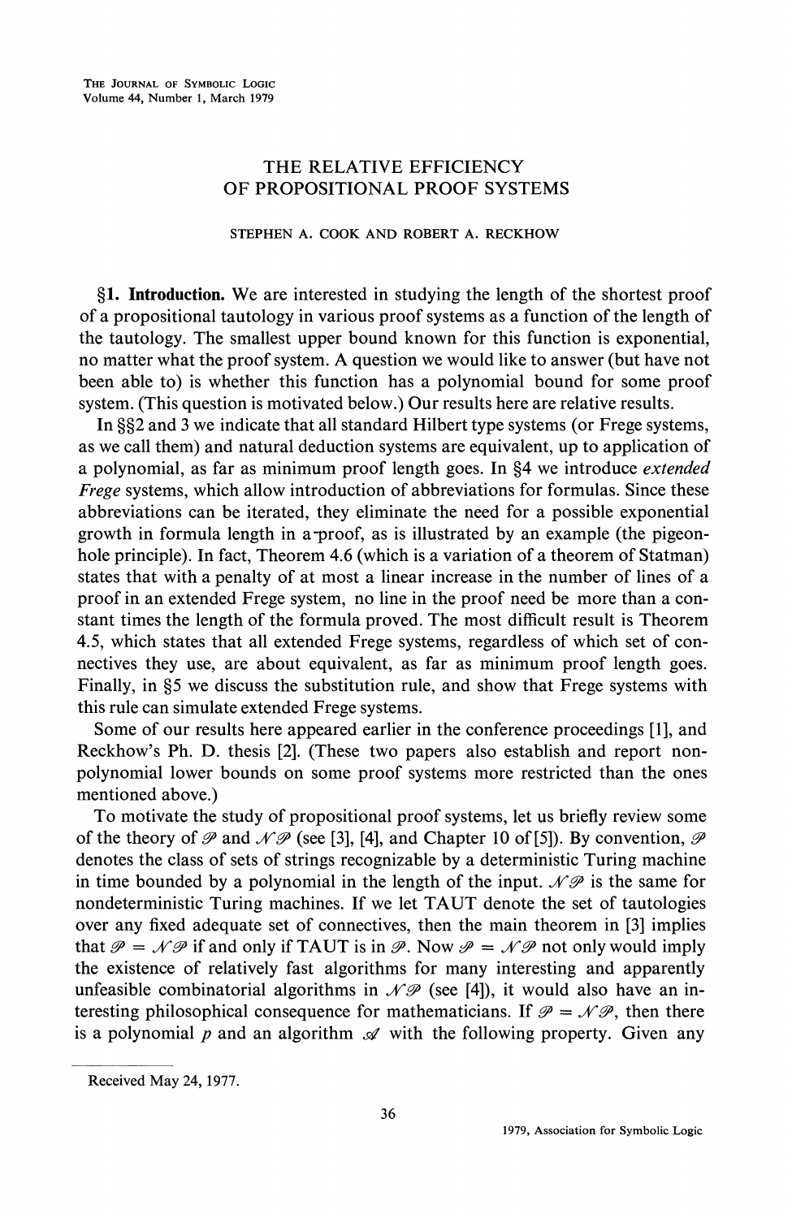# THE RELATIVE EFFICIENCY OF PROPOSITIONAL PROOF SYSTEMS

STEPHEN A. COOK AND ROBERT A. RECKHOW

**§1. Introduction.** We are interested in studying the length of the shortest proof of a propositional tautology in various proof systems as a function of the length of the tautology. The smallest upper bound known for this function is exponential, no matter what the proof system. A question we would like to answer (but have not been able to) is whether this function has a polynomial bound for some proof system. (This question is motivated below.) Our results here are relative results.

In §§2 and 3 we indicate that all standard Hilbert type systems (or Frege systems, as we call them) and natural deduction systems are equivalent, up to application of a polynomial, as far as minimum proof length goes. In §4 we introduce *extended Frege* systems, which allow introduction of abbreviations for formulas. Since these abbreviations can be iterated, they eliminate the need for a possible exponential growth in formula length in a proof, as is illustrated by an example (the pigeon-hole principle). In fact, Theorem 4.6 (which is a variation of a theorem of Statman) states that with a penalty of at most a linear increase in the number of lines of a proof in an extended Frege system, no line in the proof need be more than a constant times the length of the formula proved. The most difficult result is Theorem 4.5, which states that all extended Frege systems, regardless of which set of connectives they use, are about equivalent, as far as minimum proof length goes. Finally, in §5 we discuss the substitution rule, and show that Frege systems with this rule can simulate extended Frege systems.

Some of our results here appeared earlier in the conference proceedings [1], and Reckhow's Ph. D. thesis [2]. (These two papers also establish and report non-polynomial lower bounds on some proof systems more restricted than the ones mentioned above.)

To motivate the study of propositional proof systems, let us briefly review some of the theory of $\mathscr{P}$ and $\mathscr{NP}$ (see [3], [4], and Chapter 10 of [5]). By convention, $\mathscr{P}$ denotes the class of sets of strings recognizable by a deterministic Turing machine in time bounded by a polynomial in the length of the input. $\mathscr{NP}$ is the same for nondeterministic Turing machines. If we let TAUT denote the set of tautologies over any fixed adequate set of connectives, then the main theorem in [3] implies that $\mathscr{P} = \mathscr{NP}$ if and only if TAUT is in $\mathscr{P}$. Now $\mathscr{P} = \mathscr{NP}$ not only would imply the existence of relatively fast algorithms for many interesting and apparently unfeasible combinatorial algorithms in $\mathscr{NP}$ (see [4]), it would also have an interesting philosophical consequence for mathematicians. If $\mathscr{P} = \mathscr{NP}$, then there is a polynomial $p$ and an algorithm $\mathscr{A}$ with the following property. Given any

Received May 24, 1977.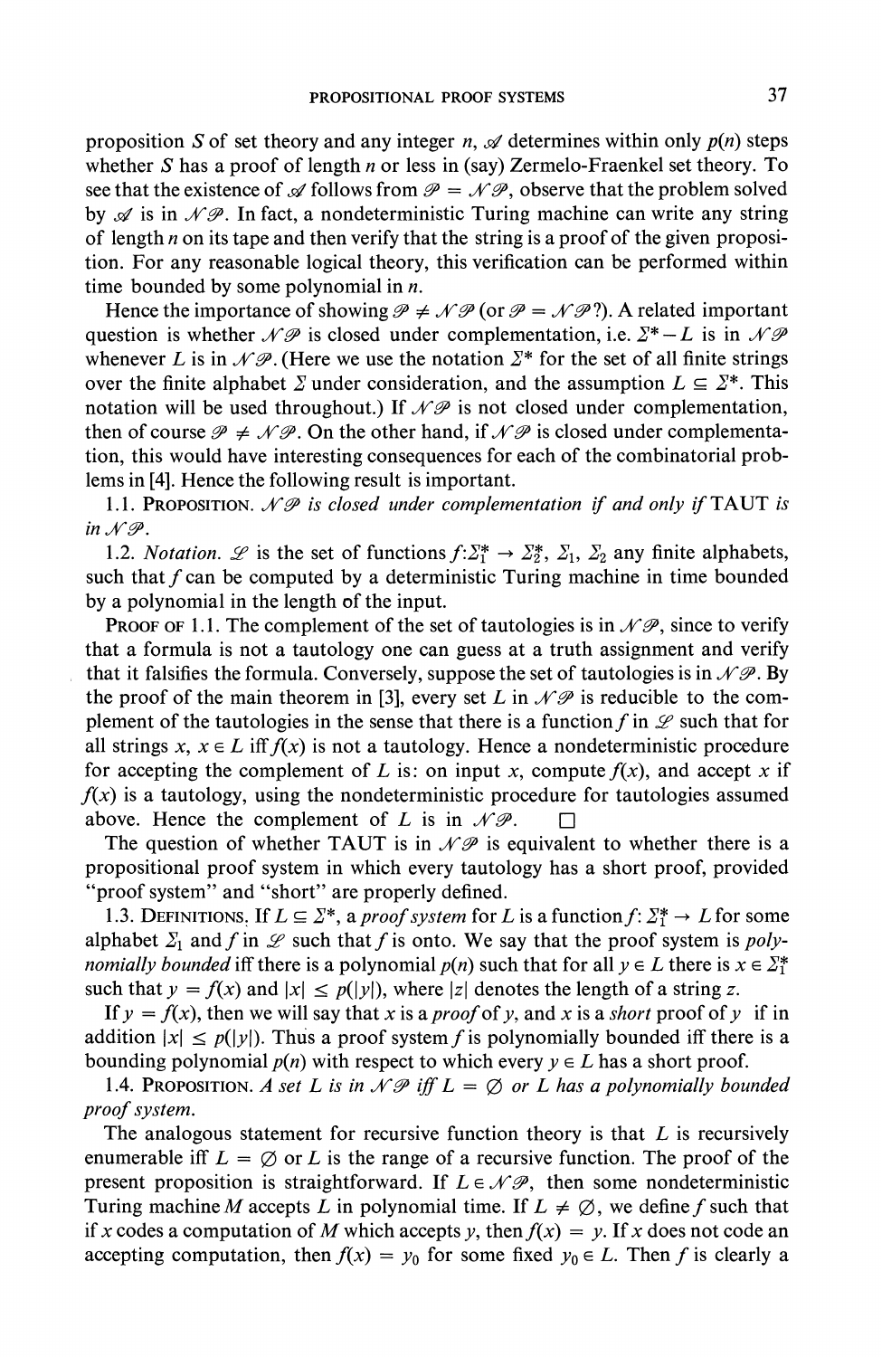proposition $S$ of set theory and any integer $n$, $\mathscr{A}$ determines within only $p(n)$ steps whether $S$ has a proof of length $n$ or less in (say) Zermelo-Fraenkel set theory. To see that the existence of $\mathscr{A}$ follows from $\mathscr{P} = \mathscr{NP}$, observe that the problem solved by $\mathscr{A}$ is in $\mathscr{NP}$. In fact, a nondeterministic Turing machine can write any string of length $n$ on its tape and then verify that the string is a proof of the given proposition. For any reasonable logical theory, this verification can be performed within time bounded by some polynomial in $n$.

Hence the importance of showing $\mathscr{P} \neq \mathscr{NP}$ (or $\mathscr{P} = \mathscr{NP}$?). A related important question is whether $\mathscr{NP}$ is closed under complementation, i.e. $\Sigma^* - L$ is in $\mathscr{NP}$ whenever $L$ is in $\mathscr{NP}$. (Here we use the notation $\Sigma^*$ for the set of all finite strings over the finite alphabet $\Sigma$ under consideration, and the assumption $L \subseteq \Sigma^*$. This notation will be used throughout.) If $\mathscr{NP}$ is not closed under complementation, then of course $\mathscr{P} \neq \mathscr{NP}$. On the other hand, if $\mathscr{NP}$ is closed under complementation, this would have interesting consequences for each of the combinatorial problems in [4]. Hence the following result is important.

1.1. **Proposition.** *$\mathscr{NP}$ is closed under complementation if and only if* TAUT *is in $\mathscr{NP}$.*

1.2. *Notation.* $\mathscr{L}$ is the set of functions $f: \Sigma_1^* \to \Sigma_2^*$, $\Sigma_1$, $\Sigma_2$ any finite alphabets, such that $f$ can be computed by a deterministic Turing machine in time bounded by a polynomial in the length of the input.

**Proof of** 1.1. The complement of the set of tautologies is in $\mathscr{NP}$, since to verify that a formula is not a tautology one can guess at a truth assignment and verify that it falsifies the formula. Conversely, suppose the set of tautologies is in $\mathscr{NP}$. By the proof of the main theorem in [3], every set $L$ in $\mathscr{NP}$ is reducible to the complement of the tautologies in the sense that there is a function $f$ in $\mathscr{L}$ such that for all strings $x$, $x \in L$ iff $f(x)$ is not a tautology. Hence a nondeterministic procedure for accepting the complement of $L$ is: on input $x$, compute $f(x)$, and accept $x$ if $f(x)$ is a tautology, using the nondeterministic procedure for tautologies assumed above. Hence the complement of $L$ is in $\mathscr{NP}$. □

The question of whether TAUT is in $\mathscr{NP}$ is equivalent to whether there is a propositional proof system in which every tautology has a short proof, provided "proof system" and "short" are properly defined.

1.3. **Definitions.** If $L \subseteq \Sigma^*$, a *proof system* for $L$ is a function $f: \Sigma_1^* \to L$ for some alphabet $\Sigma_1$ and $f$ in $\mathscr{L}$ such that $f$ is onto. We say that the proof system is *polynomially bounded* iff there is a polynomial $p(n)$ such that for all $y \in L$ there is $x \in \Sigma_1^*$ such that $y = f(x)$ and $|x| \leq p(|y|)$, where $|z|$ denotes the length of a string $z$.

If $y = f(x)$, then we will say that $x$ is a *proof* of $y$, and $x$ is a *short* proof of $y$ if in addition $|x| \leq p(|y|)$. Thus a proof system $f$ is polynomially bounded iff there is a bounding polynomial $p(n)$ with respect to which every $y \in L$ has a short proof.

1.4. **Proposition.** *A set $L$ is in $\mathscr{NP}$ iff $L = \emptyset$ or $L$ has a polynomially bounded proof system.*

The analogous statement for recursive function theory is that $L$ is recursively enumerable iff $L = \emptyset$ or $L$ is the range of a recursive function. The proof of the present proposition is straightforward. If $L \in \mathscr{NP}$, then some nondeterministic Turing machine $M$ accepts $L$ in polynomial time. If $L \neq \emptyset$, we define $f$ such that if $x$ codes a computation of $M$ which accepts $y$, then $f(x) = y$. If $x$ does not code an accepting computation, then $f(x) = y_0$ for some fixed $y_0 \in L$. Then $f$ is clearly a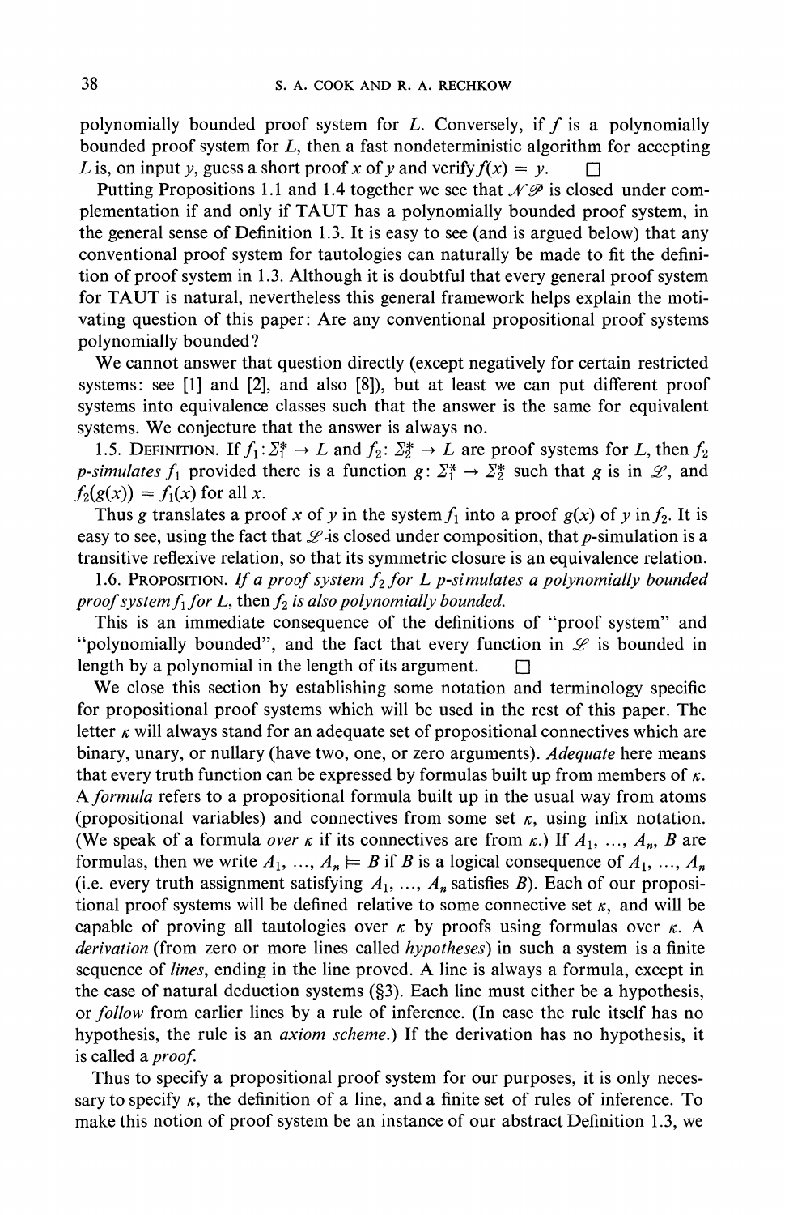polynomially bounded proof system for $L$. Conversely, if $f$ is a polynomially bounded proof system for $L$, then a fast nondeterministic algorithm for accepting $L$ is, on input $y$, guess a short proof $x$ of $y$ and verify $f(x) = y$. □

Putting Propositions 1.1 and 1.4 together we see that $\mathscr{NP}$ is closed under complementation if and only if TAUT has a polynomially bounded proof system, in the general sense of Definition 1.3. It is easy to see (and is argued below) that any conventional proof system for tautologies can naturally be made to fit the definition of proof system in 1.3. Although it is doubtful that every general proof system for TAUT is natural, nevertheless this general framework helps explain the motivating question of this paper: Are any conventional propositional proof systems polynomially bounded?

We cannot answer that question directly (except negatively for certain restricted systems: see [1] and [2], and also [8]), but at least we can put different proof systems into equivalence classes such that the answer is the same for equivalent systems. We conjecture that the answer is always no.

1.5. Definition. If $f_1 : \Sigma_1^* \to L$ and $f_2 : \Sigma_2^* \to L$ are proof systems for $L$, then $f_2$ *p-simulates* $f_1$ provided there is a function $g : \Sigma_1^* \to \Sigma_2^*$ such that $g$ is in $\mathscr{L}$, and $f_2(g(x)) = f_1(x)$ for all $x$.

Thus $g$ translates a proof $x$ of $y$ in the system $f_1$ into a proof $g(x)$ of $y$ in $f_2$. It is easy to see, using the fact that $\mathscr{L}$ is closed under composition, that $p$-simulation is a transitive reflexive relation, so that its symmetric closure is an equivalence relation.

1.6. Proposition. *If a proof system $f_2$ for $L$ p-simulates a polynomially bounded proof system $f_1$ for $L$, then $f_2$ is also polynomially bounded.*

This is an immediate consequence of the definitions of "proof system" and "polynomially bounded", and the fact that every function in $\mathscr{L}$ is bounded in length by a polynomial in the length of its argument. □

We close this section by establishing some notation and terminology specific for propositional proof systems which will be used in the rest of this paper. The letter $\kappa$ will always stand for an adequate set of propositional connectives which are binary, unary, or nullary (have two, one, or zero arguments). *Adequate* here means that every truth function can be expressed by formulas built up from members of $\kappa$. A *formula* refers to a propositional formula built up in the usual way from atoms (propositional variables) and connectives from some set $\kappa$, using infix notation. (We speak of a formula *over* $\kappa$ if its connectives are from $\kappa$.) If $A_1, \ldots, A_n, B$ are formulas, then we write $A_1, \ldots, A_n \models B$ if $B$ is a logical consequence of $A_1, \ldots, A_n$ (i.e. every truth assignment satisfying $A_1, \ldots, A_n$ satisfies $B$). Each of our propositional proof systems will be defined relative to some connective set $\kappa$, and will be capable of proving all tautologies over $\kappa$ by proofs using formulas over $\kappa$. A *derivation* (from zero or more lines called *hypotheses*) in such a system is a finite sequence of *lines*, ending in the line proved. A line is always a formula, except in the case of natural deduction systems (§3). Each line must either be a hypothesis, or *follow* from earlier lines by a rule of inference. (In case the rule itself has no hypothesis, the rule is an *axiom scheme*.) If the derivation has no hypothesis, it is called a *proof*.

Thus to specify a propositional proof system for our purposes, it is only necessary to specify $\kappa$, the definition of a line, and a finite set of rules of inference. To make this notion of proof system be an instance of our abstract Definition 1.3, we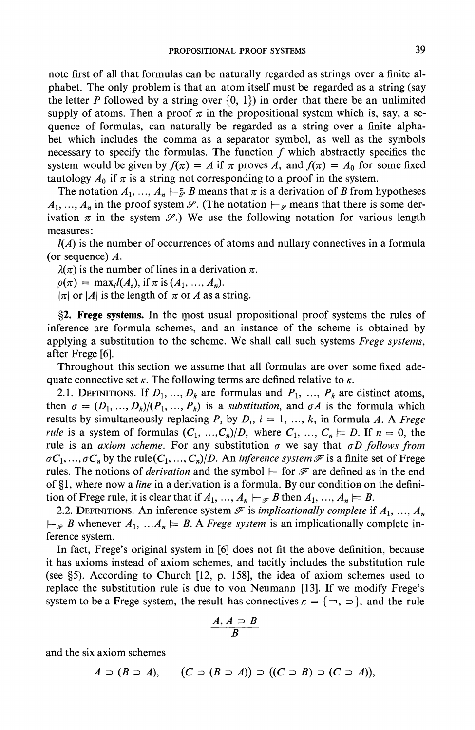note first of all that formulas can be naturally regarded as strings over a finite alphabet. The only problem is that an atom itself must be regarded as a string (say the letter $P$ followed by a string over $\{0, 1\}$) in order that there be an unlimited supply of atoms. Then a proof $\pi$ in the propositional system which is, say, a sequence of formulas, can naturally be regarded as a string over a finite alphabet which includes the comma as a separator symbol, as well as the symbols necessary to specify the formulas. The function $f$ which abstractly specifies the system would be given by $f(\pi) = A$ if $\pi$ proves $A$, and $f(\pi) = A_0$ for some fixed tautology $A_0$ if $\pi$ is a string not corresponding to a proof in the system.

The notation $A_1, \ldots, A_n \vdash^{\pi}_{\mathscr{S}} B$ means that $\pi$ is a derivation of $B$ from hypotheses $A_1, \ldots, A_n$ in the proof system $\mathscr{S}$. (The notation $\vdash_{\mathscr{S}}$ means that there is some derivation $\pi$ in the system $\mathscr{S}$.) We use the following notation for various length measures:

$l(A)$ is the number of occurrences of atoms and nullary connectives in a formula (or sequence) $A$.

$\lambda(\pi)$ is the number of lines in a derivation $\pi$.

$\rho(\pi) = \max_i l(A_i)$, if $\pi$ is $(A_1, \ldots, A_n)$.

$|\pi|$ or $|A|$ is the length of $\pi$ or $A$ as a string.

**§2. Frege systems.** In the most usual propositional proof systems the rules of inference are formula schemes, and an instance of the scheme is obtained by applying a substitution to the scheme. We shall call such systems *Frege systems*, after Frege [6].

Throughout this section we assume that all formulas are over some fixed adequate connective set $\kappa$. The following terms are defined relative to $\kappa$.

2.1. DEFINITIONS. If $D_1, \ldots, D_k$ are formulas and $P_1, \ldots, P_k$ are distinct atoms, then $\sigma = (D_1, \ldots, D_k)/(P_1, \ldots, P_k)$ is a *substitution*, and $\sigma A$ is the formula which results by simultaneously replacing $P_i$ by $D_i$, $i = 1, \ldots, k$, in formula $A$. A *Frege rule* is a system of formulas $(C_1, \ldots, C_n)/D$, where $C_1, \ldots, C_n \models D$. If $n = 0$, the rule is an *axiom scheme*. For any substitution $\sigma$ we say that *$\sigma D$ follows from $\sigma C_1, \ldots, \sigma C_n$* by the rule $(C_1, \ldots, C_n)/D$. An *inference system* $\mathscr{F}$ is a finite set of Frege rules. The notions of *derivation* and the symbol $\vdash$ for $\mathscr{F}$ are defined as in the end of §1, where now a *line* in a derivation is a formula. By our condition on the definition of Frege rule, it is clear that if $A_1, \ldots, A_n \vdash_{\mathscr{F}} B$ then $A_1, \ldots, A_n \models B$.

2.2. DEFINITIONS. An inference system $\mathscr{F}$ is *implicationally complete* if $A_1, \ldots, A_n \vdash_{\mathscr{F}} B$ whenever $A_1, \ldots A_n \models B$. A *Frege system* is an implicationally complete inference system.

In fact, Frege's original system in [6] does not fit the above definition, because it has axioms instead of axiom schemes, and tacitly includes the substitution rule (see §5). According to Church [12, p. 158], the idea of axiom schemes used to replace the substitution rule is due to von Neumann [13]. If we modify Frege's system to be a Frege system, the result has connectives $\kappa = \{\neg, \supset\}$, and the rule

$$\frac{A, A \supset B}{B}$$

and the six axiom schemes

$$A \supset (B \supset A), \qquad (C \supset (B \supset A)) \supset ((C \supset B) \supset (C \supset A)),$$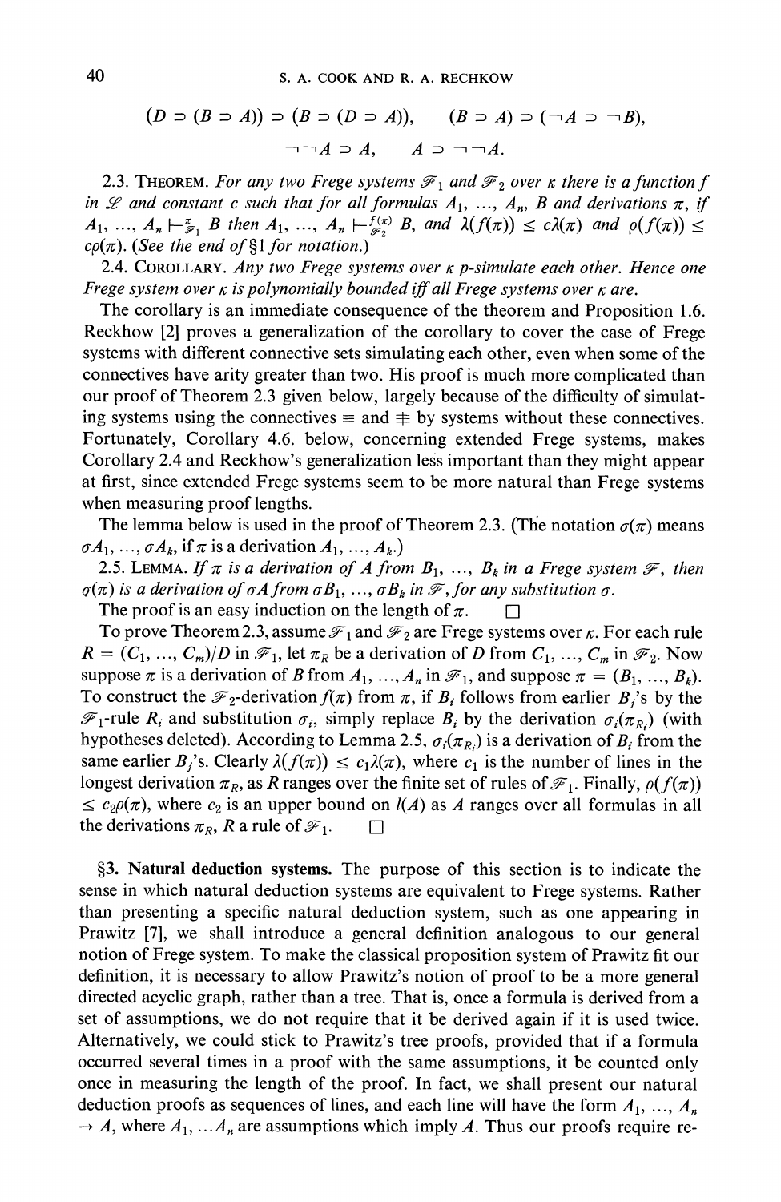$$(D \supset (B \supset A)) \supset (B \supset (D \supset A)), \qquad (B \supset A) \supset (\neg A \supset \neg B),$$

$$\neg\neg A \supset A, \qquad A \supset \neg\neg A.$$

2.3. THEOREM. *For any two Frege systems $\mathscr{F}_1$ and $\mathscr{F}_2$ over $\kappa$ there is a function $f$ in $\mathscr{L}$ and constant $c$ such that for all formulas $A_1, \ldots, A_n$, $B$ and derivations $\pi$, if $A_1, \ldots, A_n \vdash^{\pi}_{\mathscr{F}_1} B$ then $A_1, \ldots, A_n \vdash^{f(\pi)}_{\mathscr{F}_2} B$, and $\lambda(f(\pi)) \leq c\lambda(\pi)$ and $\rho(f(\pi)) \leq c\rho(\pi)$. (See the end of* §1 *for notation.)*

2.4. COROLLARY. *Any two Frege systems over $\kappa$ p-simulate each other. Hence one Frege system over $\kappa$ is polynomially bounded iff all Frege systems over $\kappa$ are.*

The corollary is an immediate consequence of the theorem and Proposition 1.6. Reckhow [2] proves a generalization of the corollary to cover the case of Frege systems with different connective sets simulating each other, even when some of the connectives have arity greater than two. His proof is much more complicated than our proof of Theorem 2.3 given below, largely because of the difficulty of simulating systems using the connectives $\equiv$ and $\not\equiv$ by systems without these connectives. Fortunately, Corollary 4.6. below, concerning extended Frege systems, makes Corollary 2.4 and Reckhow's generalization less important than they might appear at first, since extended Frege systems seem to be more natural than Frege systems when measuring proof lengths.

The lemma below is used in the proof of Theorem 2.3. (The notation $\sigma(\pi)$ means $\sigma A_1, \ldots, \sigma A_k$, if $\pi$ is a derivation $A_1, \ldots, A_k$.)

2.5. LEMMA. *If $\pi$ is a derivation of $A$ from $B_1, \ldots, B_k$ in a Frege system $\mathscr{F}$, then $\sigma(\pi)$ is a derivation of $\sigma A$ from $\sigma B_1, \ldots, \sigma B_k$ in $\mathscr{F}$, for any substitution $\sigma$.*

The proof is an easy induction on the length of $\pi$. □

To prove Theorem 2.3, assume $\mathscr{F}_1$ and $\mathscr{F}_2$ are Frege systems over $\kappa$. For each rule $R = (C_1, \ldots, C_m)/D$ in $\mathscr{F}_1$, let $\pi_R$ be a derivation of $D$ from $C_1, \ldots, C_m$ in $\mathscr{F}_2$. Now suppose $\pi$ is a derivation of $B$ from $A_1, \ldots, A_n$ in $\mathscr{F}_1$, and suppose $\pi = (B_1, \ldots, B_k)$. To construct the $\mathscr{F}_2$-derivation $f(\pi)$ from $\pi$, if $B_i$ follows from earlier $B_j$'s by the $\mathscr{F}_1$-rule $R_i$ and substitution $\sigma_i$, simply replace $B_i$ by the derivation $\sigma_i(\pi_{R_i})$ (with hypotheses deleted). According to Lemma 2.5, $\sigma_i(\pi_{R_i})$ is a derivation of $B_i$ from the same earlier $B_j$'s. Clearly $\lambda(f(\pi)) \leq c_1\lambda(\pi)$, where $c_1$ is the number of lines in the longest derivation $\pi_R$, as $R$ ranges over the finite set of rules of $\mathscr{F}_1$. Finally, $\rho(f(\pi)) \leq c_2\rho(\pi)$, where $c_2$ is an upper bound on $l(A)$ as $A$ ranges over all formulas in all the derivations $\pi_R$, $R$ a rule of $\mathscr{F}_1$. □

**§3. Natural deduction systems.** The purpose of this section is to indicate the sense in which natural deduction systems are equivalent to Frege systems. Rather than presenting a specific natural deduction system, such as one appearing in Prawitz [7], we shall introduce a general definition analogous to our general notion of Frege system. To make the classical proposition system of Prawitz fit our definition, it is necessary to allow Prawitz's notion of proof to be a more general directed acyclic graph, rather than a tree. That is, once a formula is derived from a set of assumptions, we do not require that it be derived again if it is used twice. Alternatively, we could stick to Prawitz's tree proofs, provided that if a formula occurred several times in a proof with the same assumptions, it be counted only once in measuring the length of the proof. In fact, we shall present our natural deduction proofs as sequences of lines, and each line will have the form $A_1, \ldots, A_n \to A$, where $A_1, \ldots A_n$ are assumptions which imply $A$. Thus our proofs require re-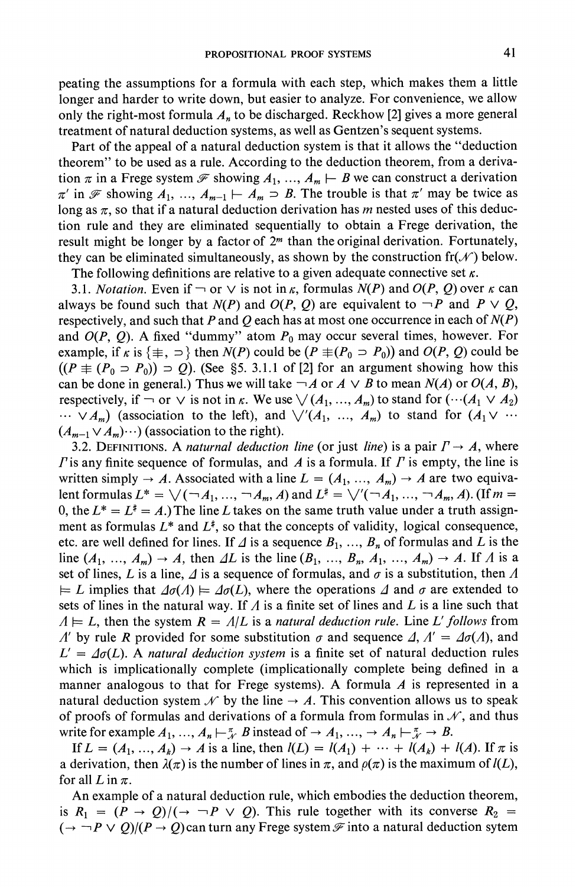peating the assumptions for a formula with each step, which makes them a little longer and harder to write down, but easier to analyze. For convenience, we allow only the right-most formula $A_n$ to be discharged. Reckhow [2] gives a more general treatment of natural deduction systems, as well as Gentzen's sequent systems.

Part of the appeal of a natural deduction system is that it allows the "deduction theorem" to be used as a rule. According to the deduction theorem, from a derivation $\pi$ in a Frege system $\mathscr{F}$ showing $A_1, \ldots, A_m \vdash B$ we can construct a derivation $\pi'$ in $\mathscr{F}$ showing $A_1, \ldots, A_{m-1} \vdash A_m \supset B$. The trouble is that $\pi'$ may be twice as long as $\pi$, so that if a natural deduction derivation has $m$ nested uses of this deduction rule and they are eliminated sequentially to obtain a Frege derivation, the result might be longer by a factor of $2^m$ than the original derivation. Fortunately, they can be eliminated simultaneously, as shown by the construction fr($\mathscr{N}$) below.

The following definitions are relative to a given adequate connective set $\kappa$.

3.1. *Notation.* Even if $\neg$ or $\vee$ is not in $\kappa$, formulas $N(P)$ and $O(P, Q)$ over $\kappa$ can always be found such that $N(P)$ and $O(P, Q)$ are equivalent to $\neg P$ and $P \vee Q$, respectively, and such that $P$ and $Q$ each has at most one occurrence in each of $N(P)$ and $O(P, Q)$. A fixed "dummy" atom $P_0$ may occur several times, however. For example, if $\kappa$ is $\{\not\equiv, \supset\}$ then $N(P)$ could be $(P \not\equiv (P_0 \supset P_0))$ and $O(P, Q)$ could be $((P \not\equiv (P_0 \supset P_0)) \supset Q)$. (See §5. 3.1.1 of [2] for an argument showing how this can be done in general.) Thus we will take $\neg A$ or $A \vee B$ to mean $N(A)$ or $O(A, B)$, respectively, if $\neg$ or $\vee$ is not in $\kappa$. We use $\bigvee(A_1, \ldots, A_m)$ to stand for $(\cdots(A_1 \vee A_2) \cdots \vee A_m)$ (association to the left), and $\bigvee'(A_1, \ldots, A_m)$ to stand for $(A_1 \vee \cdots (A_{m-1} \vee A_m) \cdots)$ (association to the right).

3.2. DEFINITIONS. A *naturnal deduction line* (or just *line*) is a pair $\Gamma \to A$, where $\Gamma$ is any finite sequence of formulas, and $A$ is a formula. If $\Gamma$ is empty, the line is written simply $\to A$. Associated with a line $L = (A_1, \ldots, A_m) \to A$ are two equivalent formulas $L^* = \bigvee(\neg A_1, \ldots, \neg A_m, A)$ and $L^\sharp = \bigvee'(\neg A_1, \ldots, \neg A_m, A)$. (If $m = 0$, the $L^* = L^\sharp = A$.) The line $L$ takes on the same truth value under a truth assignment as formulas $L^*$ and $L^\sharp$, so that the concepts of validity, logical consequence, etc. are well defined for lines. If $\Delta$ is a sequence $B_1, \ldots, B_n$ of formulas and $L$ is the line $(A_1, \ldots, A_m) \to A$, then $\Delta L$ is the line $(B_1, \ldots, B_n, A_1, \ldots, A_m) \to A$. If $\Lambda$ is a set of lines, $L$ is a line, $\Delta$ is a sequence of formulas, and $\sigma$ is a substitution, then $\Lambda \models L$ implies that $\Delta\sigma(\Lambda) \models \Delta\sigma(L)$, where the operations $\Delta$ and $\sigma$ are extended to sets of lines in the natural way. If $\Lambda$ is a finite set of lines and $L$ is a line such that $\Lambda \models L$, then the system $R = \Lambda/L$ is a *natural deduction rule*. Line $L'$ *follows* from $\Lambda'$ by rule $R$ provided for some substitution $\sigma$ and sequence $\Delta$, $\Lambda' = \Delta\sigma(\Lambda)$, and $L' = \Delta\sigma(L)$. A *natural deduction system* is a finite set of natural deduction rules which is implicationally complete (implicationally complete being defined in a manner analogous to that for Frege systems). A formula $A$ is represented in a natural deduction system $\mathscr{N}$ by the line $\to A$. This convention allows us to speak of proofs of formulas and derivations of a formula from formulas in $\mathscr{N}$, and thus write for example $A_1, \ldots, A_n \vdash^{\pi}_{\mathscr{N}} B$ instead of $\to A_1, \ldots, \to A_n \vdash^{\pi}_{\mathscr{N}} \to B$.

If $L = (A_1, \ldots, A_k) \to A$ is a line, then $l(L) = l(A_1) + \cdots + l(A_k) + l(A)$. If $\pi$ is a derivation, then $\lambda(\pi)$ is the number of lines in $\pi$, and $\rho(\pi)$ is the maximum of $l(L)$, for all $L$ in $\pi$.

An example of a natural deduction rule, which embodies the deduction theorem, is $R_1 = (P \to Q)/(\to \neg P \vee Q)$. This rule together with its converse $R_2 = (\to \neg P \vee Q)/(P \to Q)$ can turn any Frege system $\mathscr{F}$ into a natural deduction sytem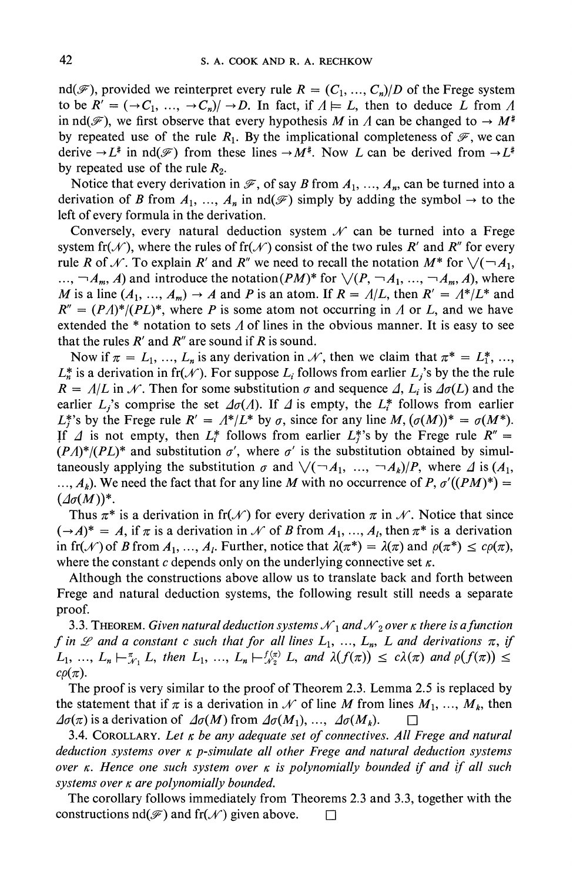nd($\mathscr{F}$), provided we reinterpret every rule $R = (C_1, \ldots, C_n)/D$ of the Frege system to be $R' = (\rightarrow C_1, \ldots, \rightarrow C_n)/\rightarrow D$. In fact, if $\Lambda \models L$, then to deduce $L$ from $\Lambda$ in nd($\mathscr{F}$), we first observe that every hypothesis $M$ in $\Lambda$ can be changed to $\rightarrow M^{\#}$ by repeated use of the rule $R_1$. By the implicational completeness of $\mathscr{F}$, we can derive $\rightarrow L^{\#}$ in nd($\mathscr{F}$) from these lines $\rightarrow M^{\#}$. Now $L$ can be derived from $\rightarrow L^{\#}$ by repeated use of the rule $R_2$.

Notice that every derivation in $\mathscr{F}$, of say $B$ from $A_1, \ldots, A_n$, can be turned into a derivation of $B$ from $A_1, \ldots, A_n$ in nd($\mathscr{F}$) simply by adding the symbol $\rightarrow$ to the left of every formula in the derivation.

Conversely, every natural deduction system $\mathscr{N}$ can be turned into a Frege system fr($\mathscr{N}$), where the rules of fr($\mathscr{N}$) consist of the two rules $R'$ and $R''$ for every rule $R$ of $\mathscr{N}$. To explain $R'$ and $R''$ we need to recall the notation $M^*$ for $\bigvee(\neg A_1, \ldots, \neg A_m, A)$ and introduce the notation $(PM)^*$ for $\bigvee(P, \neg A_1, \ldots, \neg A_m, A)$, where $M$ is a line $(A_1, \ldots, A_m) \rightarrow A$ and $P$ is an atom. If $R = \Lambda/L$, then $R' = \Lambda^*/L^*$ and $R'' = (P\Lambda)^*/(PL)^*$, where $P$ is some atom not occurring in $\Lambda$ or $L$, and we have extended the * notation to sets $\Lambda$ of lines in the obvious manner. It is easy to see that the rules $R'$ and $R''$ are sound if $R$ is sound.

Now if $\pi = L_1, \ldots, L_n$ is any derivation in $\mathscr{N}$, then we claim that $\pi^* = L_1^*, \ldots, L_n^*$ is a derivation in fr($\mathscr{N}$). For suppose $L_i$ follows from earlier $L_j$'s by the the rule $R = \Lambda/L$ in $\mathscr{N}$. Then for some substitution $\sigma$ and sequence $\Delta$, $L_i$ is $\Delta\sigma(L)$ and the earlier $L_j$'s comprise the set $\Delta\sigma(\Lambda)$. If $\Delta$ is empty, the $L_i^*$ follows from earlier $L_j^*$'s by the Frege rule $R' = \Lambda^*/L^*$ by $\sigma$, since for any line $M$, $(\sigma(M))^* = \sigma(M^*)$. If $\Delta$ is not empty, then $L_i^*$ follows from earlier $L_j^*$'s by the Frege rule $R'' = (P\Lambda)^*/(PL)^*$ and substitution $\sigma'$, where $\sigma'$ is the substitution obtained by simultaneously applying the substitution $\sigma$ and $\bigvee(\neg A_1, \ldots, \neg A_k)/P$, where $\Delta$ is $(A_1, \ldots, A_k)$. We need the fact that for any line $M$ with no occurrence of $P$, $\sigma'((PM)^*) = (\Delta\sigma(M))^*$.

Thus $\pi^*$ is a derivation in fr($\mathscr{N}$) for every derivation $\pi$ in $\mathscr{N}$. Notice that since $(\rightarrow A)^* = A$, if $\pi$ is a derivation in $\mathscr{N}$ of $B$ from $A_1, \ldots, A_l$, then $\pi^*$ is a derivation in fr($\mathscr{N}$) of $B$ from $A_1, \ldots, A_l$. Further, notice that $\lambda(\pi^*) = \lambda(\pi)$ and $\rho(\pi^*) \leq c\rho(\pi)$, where the constant $c$ depends only on the underlying connective set $\kappa$.

Although the constructions above allow us to translate back and forth between Frege and natural deduction systems, the following result still needs a separate proof.

3.3. THEOREM. *Given natural deduction systems $\mathscr{N}_1$ and $\mathscr{N}_2$ over $\kappa$ there is a function $f$ in $\mathscr{L}$ and a constant $c$ such that for all lines $L_1, \ldots, L_n$, $L$ and derivations $\pi$, if $L_1, \ldots, L_n \vdash^{\pi}_{\mathscr{N}_1} L$, then $L_1, \ldots, L_n \vdash^{f(\pi)}_{\mathscr{N}_2} L$, and $\lambda(f(\pi)) \leq c\lambda(\pi)$ and $\rho(f(\pi)) \leq c\rho(\pi)$.*

The proof is very similar to the proof of Theorem 2.3. Lemma 2.5 is replaced by the statement that if $\pi$ is a derivation in $\mathscr{N}$ of line $M$ from lines $M_1, \ldots, M_k$, then $\Delta\sigma(\pi)$ is a derivation of $\Delta\sigma(M)$ from $\Delta\sigma(M_1), \ldots, \Delta\sigma(M_k)$. □

3.4. COROLLARY. *Let $\kappa$ be any adequate set of connectives. All Frege and natural deduction systems over $\kappa$ p-simulate all other Frege and natural deduction systems over $\kappa$. Hence one such system over $\kappa$ is polynomially bounded if and if all such systems over $\kappa$ are polynomially bounded.*

The corollary follows immediately from Theorems 2.3 and 3.3, together with the constructions nd($\mathscr{F}$) and fr($\mathscr{N}$) given above. □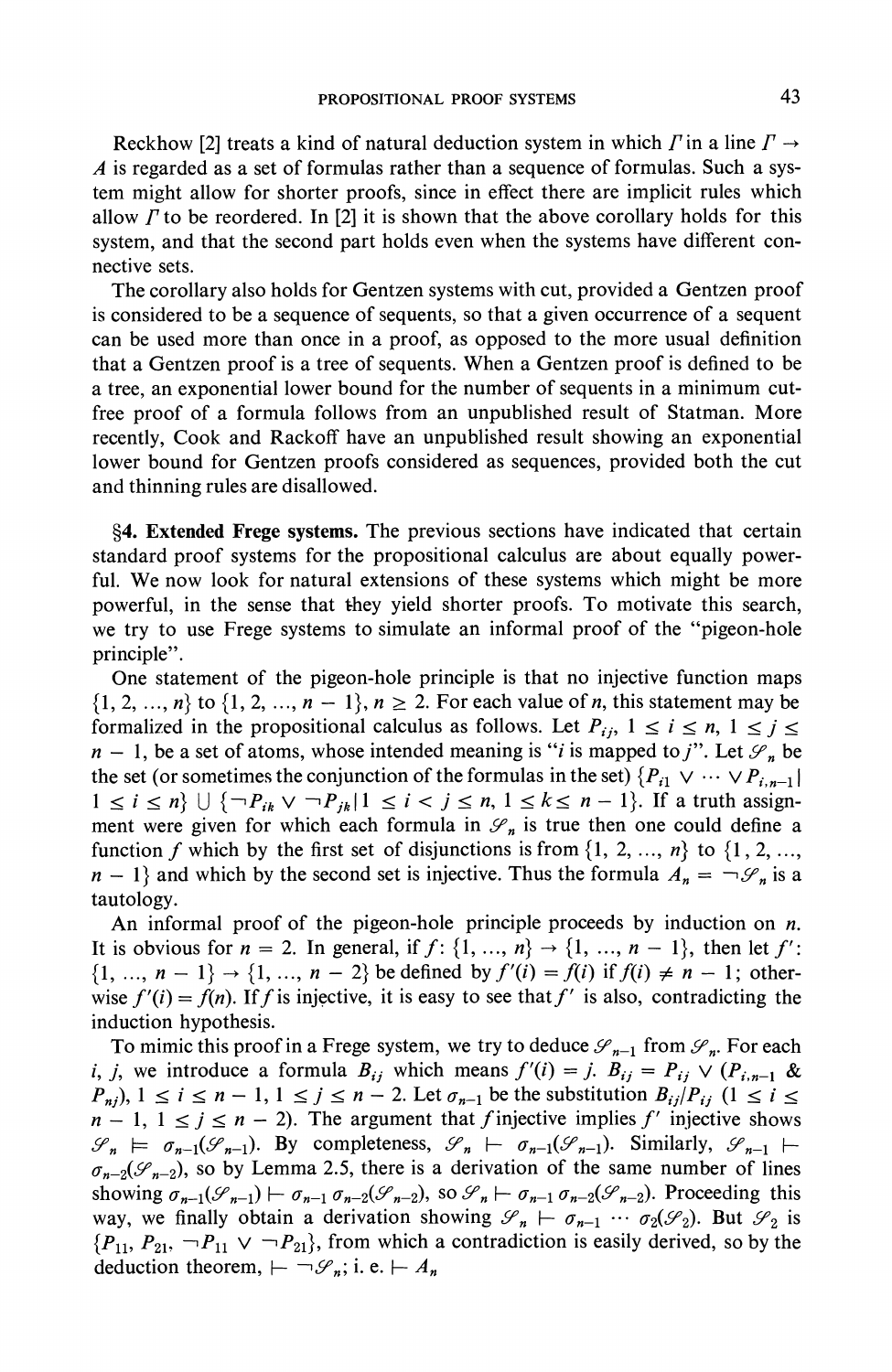Reckhow [2] treats a kind of natural deduction system in which $\Gamma$ in a line $\Gamma \rightarrow A$ is regarded as a set of formulas rather than a sequence of formulas. Such a system might allow for shorter proofs, since in effect there are implicit rules which allow $\Gamma$ to be reordered. In [2] it is shown that the above corollary holds for this system, and that the second part holds even when the systems have different connective sets.

The corollary also holds for Gentzen systems with cut, provided a Gentzen proof is considered to be a sequence of sequents, so that a given occurrence of a sequent can be used more than once in a proof, as opposed to the more usual definition that a Gentzen proof is a tree of sequents. When a Gentzen proof is defined to be a tree, an exponential lower bound for the number of sequents in a minimum cut-free proof of a formula follows from an unpublished result of Statman. More recently, Cook and Rackoff have an unpublished result showing an exponential lower bound for Gentzen proofs considered as sequences, provided both the cut and thinning rules are disallowed.

**§4. Extended Frege systems.** The previous sections have indicated that certain standard proof systems for the propositional calculus are about equally powerful. We now look for natural extensions of these systems which might be more powerful, in the sense that they yield shorter proofs. To motivate this search, we try to use Frege systems to simulate an informal proof of the "pigeon-hole principle".

One statement of the pigeon-hole principle is that no injective function maps $\{1, 2, \ldots, n\}$ to $\{1, 2, \ldots, n-1\}$, $n \geq 2$. For each value of $n$, this statement may be formalized in the propositional calculus as follows. Let $P_{ij}$, $1 \leq i \leq n$, $1 \leq j \leq n-1$, be a set of atoms, whose intended meaning is "$i$ is mapped to $j$". Let $\mathscr{S}_n$ be the set (or sometimes the conjunction of the formulas in the set) $\{P_{i1} \vee \cdots \vee P_{i,n-1} \mid 1 \leq i \leq n\} \cup \{\neg P_{ik} \vee \neg P_{jk} \mid 1 \leq i < j \leq n, 1 \leq k \leq n-1\}$. If a truth assignment were given for which each formula in $\mathscr{S}_n$ is true then one could define a function $f$ which by the first set of disjunctions is from $\{1, 2, \ldots, n\}$ to $\{1, 2, \ldots, n-1\}$ and which by the second set is injective. Thus the formula $A_n = \neg \mathscr{S}_n$ is a tautology.

An informal proof of the pigeon-hole principle proceeds by induction on $n$. It is obvious for $n = 2$. In general, if $f$: $\{1, \ldots, n\} \rightarrow \{1, \ldots, n-1\}$, then let $f'$: $\{1, \ldots, n-1\} \rightarrow \{1, \ldots, n-2\}$ be defined by $f'(i) = f(i)$ if $f(i) \neq n-1$; otherwise $f'(i) = f(n)$. If $f$ is injective, it is easy to see that $f'$ is also, contradicting the induction hypothesis.

To mimic this proof in a Frege system, we try to deduce $\mathscr{S}_{n-1}$ from $\mathscr{S}_n$. For each $i$, $j$, we introduce a formula $B_{ij}$ which means $f'(i) = j$. $B_{ij} = P_{ij} \vee (P_{i,n-1} \,\&\, P_{nj})$, $1 \leq i \leq n-1$, $1 \leq j \leq n-2$. Let $\sigma_{n-1}$ be the substitution $B_{ij}/P_{ij}$ $(1 \leq i \leq n-1, 1 \leq j \leq n-2)$. The argument that $f$ injective implies $f'$ injective shows $\mathscr{S}_n \models \sigma_{n-1}(\mathscr{S}_{n-1})$. By completeness, $\mathscr{S}_n \vdash \sigma_{n-1}(\mathscr{S}_{n-1})$. Similarly, $\mathscr{S}_{n-1} \vdash \sigma_{n-2}(\mathscr{S}_{n-2})$, so by Lemma 2.5, there is a derivation of the same number of lines showing $\sigma_{n-1}(\mathscr{S}_{n-1}) \vdash \sigma_{n-1}\sigma_{n-2}(\mathscr{S}_{n-2})$, so $\mathscr{S}_n \vdash \sigma_{n-1}\sigma_{n-2}(\mathscr{S}_{n-2})$. Proceeding this way, we finally obtain a derivation showing $\mathscr{S}_n \vdash \sigma_{n-1} \cdots \sigma_2(\mathscr{S}_2)$. But $\mathscr{S}_2$ is $\{P_{11}, P_{21}, \neg P_{11} \vee \neg P_{21}\}$, from which a contradiction is easily derived, so by the deduction theorem, $\vdash \neg \mathscr{S}_n$; i. e. $\vdash A_n$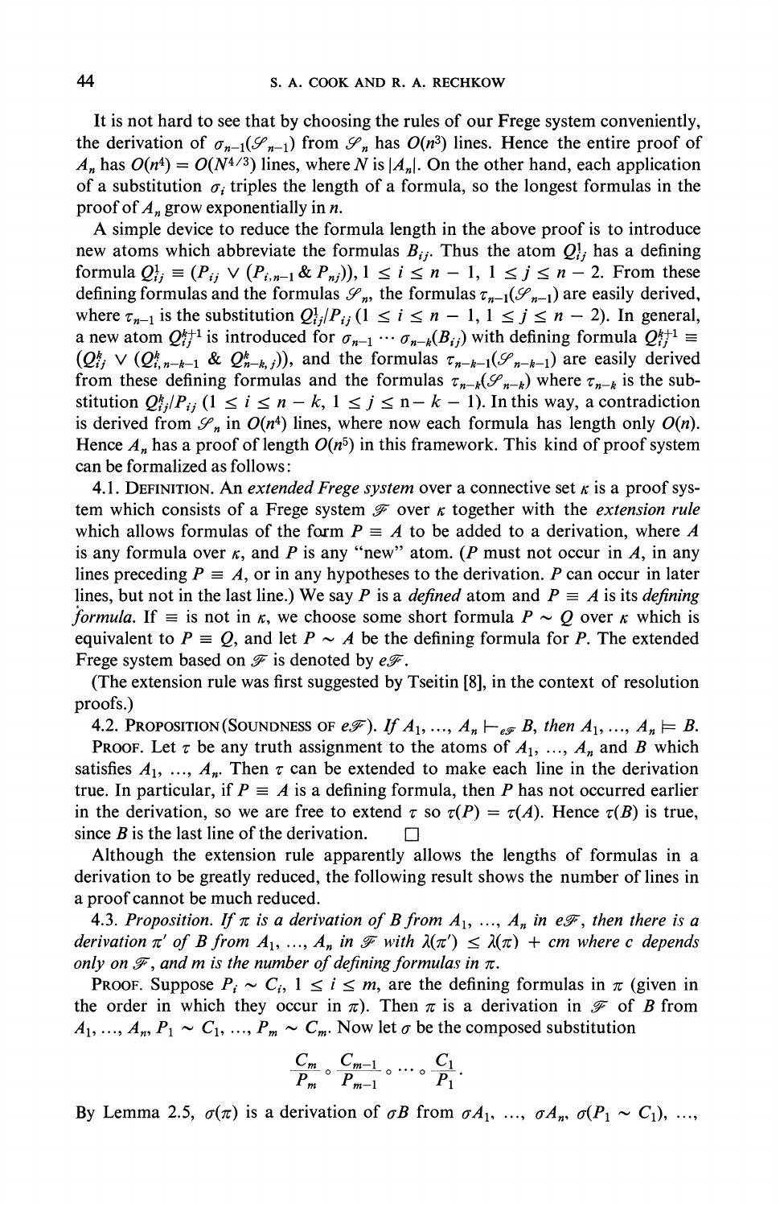It is not hard to see that by choosing the rules of our Frege system conveniently, the derivation of $\sigma_{n-1}(\mathscr{S}_{n-1})$ from $\mathscr{S}_n$ has $O(n^3)$ lines. Hence the entire proof of $A_n$ has $O(n^4) = O(N^{4/3})$ lines, where $N$ is $|A_n|$. On the other hand, each application of a substitution $\sigma_i$ triples the length of a formula, so the longest formulas in the proof of $A_n$ grow exponentially in $n$.

A simple device to reduce the formula length in the above proof is to introduce new atoms which abbreviate the formulas $B_{ij}$. Thus the atom $Q^1_{ij}$ has a defining formula $Q^1_{ij} \equiv (P_{ij} \vee (P_{i,n-1} \,\&\, P_{nj}))$, $1 \leq i \leq n-1$, $1 \leq j \leq n-2$. From these defining formulas and the formulas $\mathscr{S}_n$, the formulas $\tau_{n-1}(\mathscr{S}_{n-1})$ are easily derived, where $\tau_{n-1}$ is the substitution $Q^1_{ij}/P_{ij}$ $(1 \leq i \leq n-1, 1 \leq j \leq n-2)$. In general, a new atom $Q^{k+1}_{ij}$ is introduced for $\sigma_{n-1} \cdots \sigma_{n-k}(B_{ij})$ with defining formula $Q^{k+1}_{ij} \equiv (Q^k_{ij} \vee (Q^k_{i,n-k-1} \,\&\, Q^k_{n-k,j}))$, and the formulas $\tau_{n-k-1}(\mathscr{S}_{n-k-1})$ are easily derived from these defining formulas and the formulas $\tau_{n-k}(\mathscr{S}_{n-k})$ where $\tau_{n-k}$ is the substitution $Q^k_{ij}/P_{ij}$ $(1 \leq i \leq n-k, 1 \leq j \leq n-k-1)$. In this way, a contradiction is derived from $\mathscr{S}_n$ in $O(n^4)$ lines, where now each formula has length only $O(n)$. Hence $A_n$ has a proof of length $O(n^5)$ in this framework. This kind of proof system can be formalized as follows:

4.1. Definition. An *extended Frege system* over a connective set $\kappa$ is a proof system which consists of a Frege system $\mathscr{F}$ over $\kappa$ together with the *extension rule* which allows formulas of the form $P \equiv A$ to be added to a derivation, where $A$ is any formula over $\kappa$, and $P$ is any "new" atom. ($P$ must not occur in $A$, in any lines preceding $P \equiv A$, or in any hypotheses to the derivation. $P$ can occur in later lines, but not in the last line.) We say $P$ is a *defined* atom and $P \equiv A$ is its *defining formula*. If $\equiv$ is not in $\kappa$, we choose some short formula $P \sim Q$ over $\kappa$ which is equivalent to $P \equiv Q$, and let $P \sim A$ be the defining formula for $P$. The extended Frege system based on $\mathscr{F}$ is denoted by $e\mathscr{F}$.

(The extension rule was first suggested by Tseitin [8], in the context of resolution proofs.)

4.2. Proposition (Soundness of $e\mathscr{F}$). *If $A_1, \ldots, A_n \vdash_{e\mathscr{F}} B$, then $A_1, \ldots, A_n \models B$.*

Proof. Let $\tau$ be any truth assignment to the atoms of $A_1, \ldots, A_n$ and $B$ which satisfies $A_1, \ldots, A_n$. Then $\tau$ can be extended to make each line in the derivation true. In particular, if $P \equiv A$ is a defining formula, then $P$ has not occurred earlier in the derivation, so we are free to extend $\tau$ so $\tau(P) = \tau(A)$. Hence $\tau(B)$ is true, since $B$ is the last line of the derivation. $\square$

Although the extension rule apparently allows the lengths of formulas in a derivation to be greatly reduced, the following result shows the number of lines in a proof cannot be much reduced.

4.3. *Proposition. If $\pi$ is a derivation of $B$ from $A_1, \ldots, A_n$ in $e\mathscr{F}$, then there is a derivation $\pi'$ of $B$ from $A_1, \ldots, A_n$ in $\mathscr{F}$ with $\lambda(\pi') \leq \lambda(\pi) + cm$ where $c$ depends only on $\mathscr{F}$, and $m$ is the number of defining formulas in $\pi$.*

Proof. Suppose $P_i \sim C_i$, $1 \leq i \leq m$, are the defining formulas in $\pi$ (given in the order in which they occur in $\pi$). Then $\pi$ is a derivation in $\mathscr{F}$ of $B$ from $A_1, \ldots, A_n, P_1 \sim C_1, \ldots, P_m \sim C_m$. Now let $\sigma$ be the composed substitution

$$\frac{C_m}{P_m} \circ \frac{C_{m-1}}{P_{m-1}} \circ \cdots \circ \frac{C_1}{P_1}.$$

By Lemma 2.5, $\sigma(\pi)$ is a derivation of $\sigma B$ from $\sigma A_1, \ldots, \sigma A_n, \sigma(P_1 \sim C_1), \ldots,$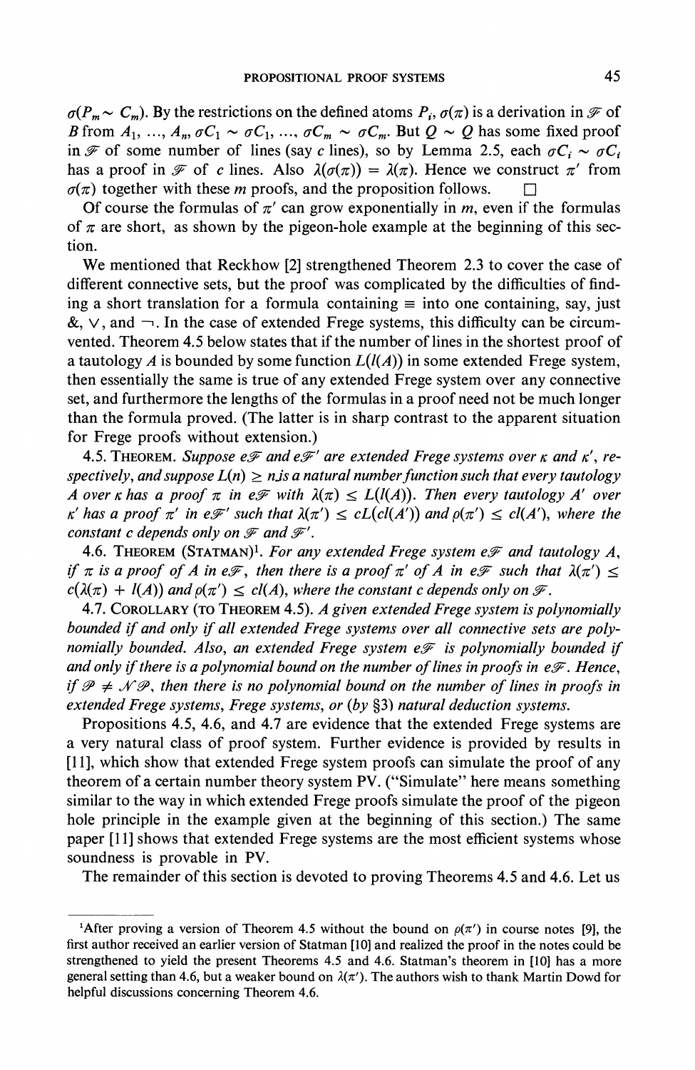$\sigma(P_m \sim C_m)$. By the restrictions on the defined atoms $P_i$, $\sigma(\pi)$ is a derivation in $\mathscr{F}$ of $B$ from $A_1, \ldots, A_n, \sigma C_1 \sim \sigma C_1, \ldots, \sigma C_m \sim \sigma C_m$. But $Q \sim Q$ has some fixed proof in $\mathscr{F}$ of some number of lines (say $c$ lines), so by Lemma 2.5, each $\sigma C_i \sim \sigma C_i$ has a proof in $\mathscr{F}$ of $c$ lines. Also $\lambda(\sigma(\pi)) = \lambda(\pi)$. Hence we construct $\pi'$ from $\sigma(\pi)$ together with these $m$ proofs, and the proposition follows. □

Of course the formulas of $\pi'$ can grow exponentially in $m$, even if the formulas of $\pi$ are short, as shown by the pigeon-hole example at the beginning of this section.

We mentioned that Reckhow [2] strengthened Theorem 2.3 to cover the case of different connective sets, but the proof was complicated by the difficulties of finding a short translation for a formula containing $\equiv$ into one containing, say, just &, $\vee$, and $\neg$. In the case of extended Frege systems, this difficulty can be circumvented. Theorem 4.5 below states that if the number of lines in the shortest proof of a tautology $A$ is bounded by some function $L(l(A))$ in some extended Frege system, then essentially the same is true of any extended Frege system over any connective set, and furthermore the lengths of the formulas in a proof need not be much longer than the formula proved. (The latter is in sharp contrast to the apparent situation for Frege proofs without extension.)

4.5. THEOREM. *Suppose $e\mathscr{F}$ and $e\mathscr{F}'$ are extended Frege systems over $\kappa$ and $\kappa'$, respectively, and suppose $L(n) \geq n$ is a natural number function such that every tautology $A$ over $\kappa$ has a proof $\pi$ in $e\mathscr{F}$ with $\lambda(\pi) \leq L(l(A))$. Then every tautology $A'$ over $\kappa'$ has a proof $\pi'$ in $e\mathscr{F}'$ such that $\lambda(\pi') \leq cL(cl(A'))$ and $\rho(\pi') \leq cl(A')$, where the constant $c$ depends only on $\mathscr{F}$ and $\mathscr{F}'$.*

4.6. THEOREM (STATMAN)[1]. *For any extended Frege system $e\mathscr{F}$ and tautology $A$, if $\pi$ is a proof of $A$ in $e\mathscr{F}$, then there is a proof $\pi'$ of $A$ in $e\mathscr{F}$ such that $\lambda(\pi') \leq c(\lambda(\pi) + l(A))$ and $\rho(\pi') \leq cl(A)$, where the constant $c$ depends only on $\mathscr{F}$.*

4.7. COROLLARY (TO THEOREM 4.5). *A given extended Frege system is polynomially bounded if and only if all extended Frege systems over all connective sets are polynomially bounded. Also, an extended Frege system $e\mathscr{F}$ is polynomially bounded if and only if there is a polynomial bound on the number of lines in proofs in $e\mathscr{F}$. Hence, if $\mathscr{P} \neq \mathscr{NP}$, then there is no polynomial bound on the number of lines in proofs in extended Frege systems, Frege systems, or (by §3) natural deduction systems.*

Propositions 4.5, 4.6, and 4.7 are evidence that the extended Frege systems are a very natural class of proof system. Further evidence is provided by results in [11], which show that extended Frege system proofs can simulate the proof of any theorem of a certain number theory system PV. ("Simulate" here means something similar to the way in which extended Frege proofs simulate the proof of the pigeon hole principle in the example given at the beginning of this section.) The same paper [11] shows that extended Frege systems are the most efficient systems whose soundness is provable in PV.

The remainder of this section is devoted to proving Theorems 4.5 and 4.6. Let us

---

[1]After proving a version of Theorem 4.5 without the bound on $\rho(\pi')$ in course notes [9], the first author received an earlier version of Statman [10] and realized the proof in the notes could be strengthened to yield the present Theorems 4.5 and 4.6. Statman's theorem in [10] has a more general setting than 4.6, but a weaker bound on $\lambda(\pi')$. The authors wish to thank Martin Dowd for helpful discussions concerning Theorem 4.6.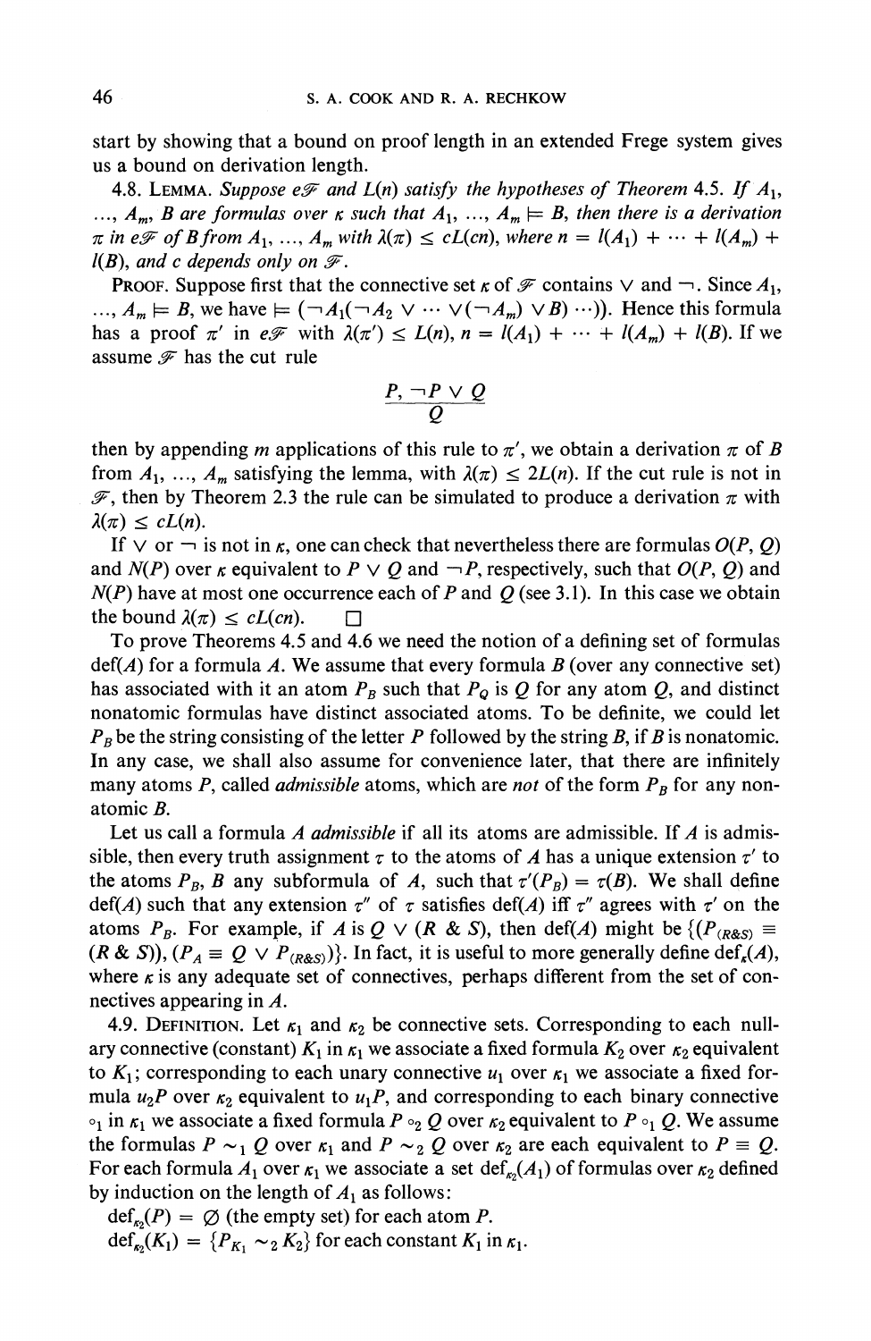start by showing that a bound on proof length in an extended Frege system gives us a bound on derivation length.

4.8. LEMMA. *Suppose $e\mathscr{F}$ and $L(n)$ satisfy the hypotheses of Theorem 4.5. If $A_1, \ldots, A_m, B$ are formulas over $\kappa$ such that $A_1, \ldots, A_m \models B$, then there is a derivation $\pi$ in $e\mathscr{F}$ of $B$ from $A_1, \ldots, A_m$ with $\lambda(\pi) \leq cL(cn)$, where $n = l(A_1) + \cdots + l(A_m) + l(B)$, and $c$ depends only on $\mathscr{F}$.*

PROOF. Suppose first that the connective set $\kappa$ of $\mathscr{F}$ contains $\vee$ and $\neg$. Since $A_1, \ldots, A_m \models B$, we have $\models (\neg A_1(\neg A_2 \vee \cdots \vee (\neg A_m) \vee B) \cdots))$. Hence this formula has a proof $\pi'$ in $e\mathscr{F}$ with $\lambda(\pi') \leq L(n)$, $n = l(A_1) + \cdots + l(A_m) + l(B)$. If we assume $\mathscr{F}$ has the cut rule

$$\frac{P, \neg P \vee Q}{Q}$$

then by appending $m$ applications of this rule to $\pi'$, we obtain a derivation $\pi$ of $B$ from $A_1, \ldots, A_m$ satisfying the lemma, with $\lambda(\pi) \leq 2L(n)$. If the cut rule is not in $\mathscr{F}$, then by Theorem 2.3 the rule can be simulated to produce a derivation $\pi$ with $\lambda(\pi) \leq cL(n)$.

If $\vee$ or $\neg$ is not in $\kappa$, one can check that nevertheless there are formulas $O(P, Q)$ and $N(P)$ over $\kappa$ equivalent to $P \vee Q$ and $\neg P$, respectively, such that $O(P, Q)$ and $N(P)$ have at most one occurrence each of $P$ and $Q$ (see 3.1). In this case we obtain the bound $\lambda(\pi) \leq cL(cn)$. $\square$

To prove Theorems 4.5 and 4.6 we need the notion of a defining set of formulas def($A$) for a formula $A$. We assume that every formula $B$ (over any connective set) has associated with it an atom $P_B$ such that $P_Q$ is $Q$ for any atom $Q$, and distinct nonatomic formulas have distinct associated atoms. To be definite, we could let $P_B$ be the string consisting of the letter $P$ followed by the string $B$, if $B$ is nonatomic. In any case, we shall also assume for convenience later, that there are infinitely many atoms $P$, called *admissible* atoms, which are *not* of the form $P_B$ for any nonatomic $B$.

Let us call a formula $A$ *admissible* if all its atoms are admissible. If $A$ is admissible, then every truth assignment $\tau$ to the atoms of $A$ has a unique extension $\tau'$ to the atoms $P_B$, $B$ any subformula of $A$, such that $\tau'(P_B) = \tau(B)$. We shall define def($A$) such that any extension $\tau''$ of $\tau$ satisfies def($A$) iff $\tau''$ agrees with $\tau'$ on the atoms $P_B$. For example, if $A$ is $Q \vee (R \,\&\, S)$, then def($A$) might be $\{(P_{(R\&S)} \equiv (R \,\&\, S)), (P_A \equiv Q \vee P_{(R\&S)})\}$. In fact, it is useful to more generally define $\text{def}_\kappa(A)$, where $\kappa$ is any adequate set of connectives, perhaps different from the set of connectives appearing in $A$.

4.9. DEFINITION. Let $\kappa_1$ and $\kappa_2$ be connective sets. Corresponding to each nullary connective (constant) $K_1$ in $\kappa_1$ we associate a fixed formula $K_2$ over $\kappa_2$ equivalent to $K_1$; corresponding to each unary connective $u_1$ over $\kappa_1$ we associate a fixed formula $u_2 P$ over $\kappa_2$ equivalent to $u_1 P$, and corresponding to each binary connective $\circ_1$ in $\kappa_1$ we associate a fixed formula $P \circ_2 Q$ over $\kappa_2$ equivalent to $P \circ_1 Q$. We assume the formulas $P \sim_1 Q$ over $\kappa_1$ and $P \sim_2 Q$ over $\kappa_2$ are each equivalent to $P \equiv Q$. For each formula $A_1$ over $\kappa_1$ we associate a set $\text{def}_{\kappa_2}(A_1)$ of formulas over $\kappa_2$ defined by induction on the length of $A_1$ as follows:

$\text{def}_{\kappa_2}(P) = \varnothing$ (the empty set) for each atom $P$.

$\text{def}_{\kappa_2}(K_1) = \{P_{K_1} \sim_2 K_2\}$ for each constant $K_1$ in $\kappa_1$.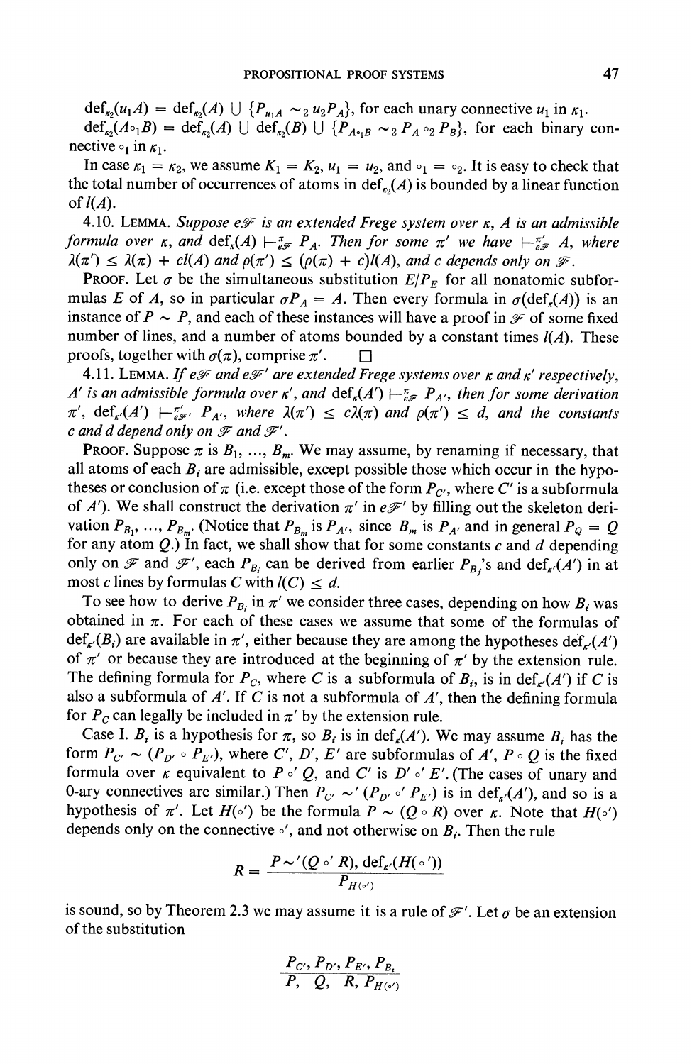$\text{def}_{\kappa_2}(u_1 A) = \text{def}_{\kappa_2}(A) \cup \{P_{u_1 A} \sim_2 u_2 P_A\}$, for each unary connective $u_1$ in $\kappa_1$.

$\text{def}_{\kappa_2}(A \circ_1 B) = \text{def}_{\kappa_2}(A) \cup \text{def}_{\kappa_2}(B) \cup \{P_{A \circ_1 B} \sim_2 P_A \circ_2 P_B\}$, for each binary connective $\circ_1$ in $\kappa_1$.

In case $\kappa_1 = \kappa_2$, we assume $K_1 = K_2$, $u_1 = u_2$, and $\circ_1 = \circ_2$. It is easy to check that the total number of occurrences of atoms in $\text{def}_{\kappa_2}(A)$ is bounded by a linear function of $l(A)$.

4.10. LEMMA. *Suppose $e\mathscr{F}$ is an extended Frege system over $\kappa$, $A$ is an admissible formula over $\kappa$, and $\text{def}_\kappa(A) \vdash^{\pi}_{e\mathscr{F}} P_A$. Then for some $\pi'$ we have $\vdash^{\pi'}_{e\mathscr{F}} A$, where $\lambda(\pi') \leq \lambda(\pi) + cl(A)$ and $\rho(\pi') \leq (\rho(\pi) + c)l(A)$, and $c$ depends only on $\mathscr{F}$.*

PROOF. Let $\sigma$ be the simultaneous substitution $E/P_E$ for all nonatomic subformulas $E$ of $A$, so in particular $\sigma P_A = A$. Then every formula in $\sigma(\text{def}_\kappa(A))$ is an instance of $P \sim P$, and each of these instances will have a proof in $\mathscr{F}$ of some fixed number of lines, and a number of atoms bounded by a constant times $l(A)$. These proofs, together with $\sigma(\pi)$, comprise $\pi'$. $\square$

4.11. LEMMA. *If $e\mathscr{F}$ and $e\mathscr{F}'$ are extended Frege systems over $\kappa$ and $\kappa'$ respectively, $A'$ is an admissible formula over $\kappa'$, and $\text{def}_\kappa(A') \vdash^{\pi}_{e\mathscr{F}} P_{A'}$, then for some derivation $\pi'$, $\text{def}_{\kappa'}(A') \vdash^{\pi'}_{e\mathscr{F}'} P_{A'}$, where $\lambda(\pi') \leq c\lambda(\pi)$ and $\rho(\pi') \leq d$, and the constants $c$ and $d$ depend only on $\mathscr{F}$ and $\mathscr{F}'$.*

PROOF. Suppose $\pi$ is $B_1, \ldots, B_m$. We may assume, by renaming if necessary, that all atoms of each $B_i$ are admissible, except possible those which occur in the hypotheses or conclusion of $\pi$ (i.e. except those of the form $P_{C'}$, where $C'$ is a subformula of $A'$). We shall construct the derivation $\pi'$ in $e\mathscr{F}'$ by filling out the skeleton derivation $P_{B_1}, \ldots, P_{B_m}$. (Notice that $P_{B_m}$ is $P_{A'}$, since $B_m$ is $P_{A'}$ and in general $P_Q = Q$ for any atom $Q$.) In fact, we shall show that for some constants $c$ and $d$ depending only on $\mathscr{F}$ and $\mathscr{F}'$, each $P_{B_i}$ can be derived from earlier $P_{B_j}$'s and $\text{def}_{\kappa'}(A')$ in at most $c$ lines by formulas $C$ with $l(C) \leq d$.

To see how to derive $P_{B_i}$ in $\pi'$ we consider three cases, depending on how $B_i$ was obtained in $\pi$. For each of these cases we assume that some of the formulas of $\text{def}_{\kappa'}(B_i)$ are available in $\pi'$, either because they are among the hypotheses $\text{def}_{\kappa'}(A')$ of $\pi'$ or because they are introduced at the beginning of $\pi'$ by the extension rule. The defining formula for $P_C$, where $C$ is a subformula of $B_i$, is in $\text{def}_{\kappa'}(A')$ if $C$ is also a subformula of $A'$. If $C$ is not a subformula of $A'$, then the defining formula for $P_C$ can legally be included in $\pi'$ by the extension rule.

Case I. $B_i$ is a hypothesis for $\pi$, so $B_i$ is in $\text{def}_\kappa(A')$. We may assume $B_i$ has the form $P_{C'} \sim (P_{D'} \circ P_{E'})$, where $C'$, $D'$, $E'$ are subformulas of $A'$, $P \circ Q$ is the fixed formula over $\kappa$ equivalent to $P \circ' Q$, and $C'$ is $D' \circ' E'$. (The cases of unary and 0-ary connectives are similar.) Then $P_{C'} \sim' (P_{D'} \circ' P_{E'})$ is in $\text{def}_{\kappa'}(A')$, and so is a hypothesis of $\pi'$. Let $H(\circ')$ be the formula $P \sim (Q \circ R)$ over $\kappa$. Note that $H(\circ')$ depends only on the connective $\circ'$, and not otherwise on $B_i$. Then the rule

$$R = \frac{P \sim' (Q \circ' R), \text{def}_{\kappa'}(H(\circ'))}{P_{H(\circ')}}$$

is sound, so by Theorem 2.3 we may assume it is a rule of $\mathscr{F}'$. Let $\sigma$ be an extension of the substitution

$$\frac{P_{C'}, P_{D'}, P_{E'}, P_{B_i}}{P, \; Q, \; R, P_{H(\circ')}}$$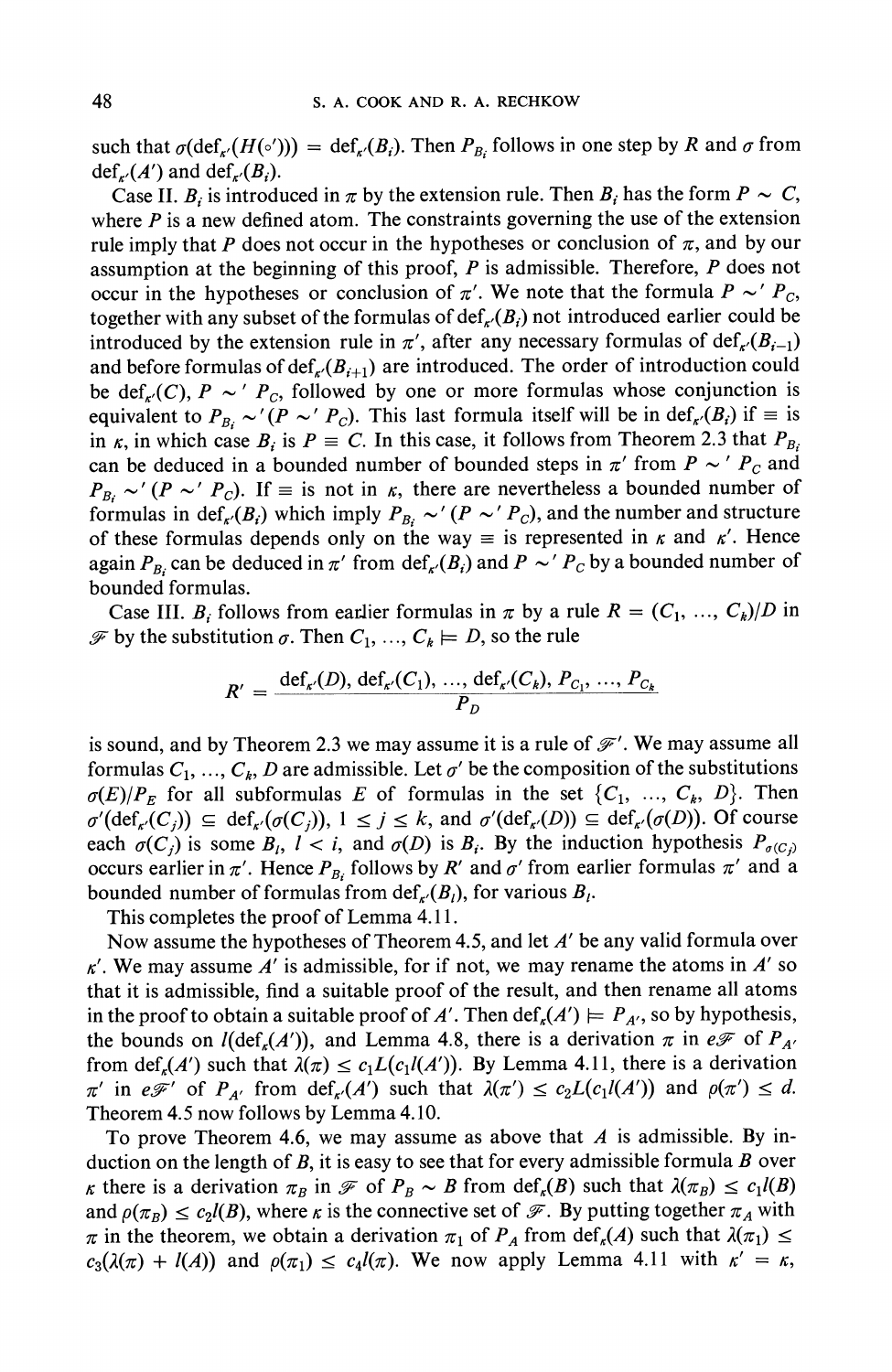such that $\sigma(\text{def}_{\kappa'}(H(\circ'))) = \text{def}_{\kappa'}(B_i)$. Then $P_{B_i}$ follows in one step by $R$ and $\sigma$ from $\text{def}_{\kappa'}(A')$ and $\text{def}_{\kappa'}(B_i)$.

Case II. $B_i$ is introduced in $\pi$ by the extension rule. Then $B_i$ has the form $P \sim C$, where $P$ is a new defined atom. The constraints governing the use of the extension rule imply that $P$ does not occur in the hypotheses or conclusion of $\pi$, and by our assumption at the beginning of this proof, $P$ is admissible. Therefore, $P$ does not occur in the hypotheses or conclusion of $\pi'$. We note that the formula $P \sim' P_C$, together with any subset of the formulas of $\text{def}_{\kappa'}(B_i)$ not introduced earlier could be introduced by the extension rule in $\pi'$, after any necessary formulas of $\text{def}_{\kappa'}(B_{i-1})$ and before formulas of $\text{def}_{\kappa'}(B_{i+1})$ are introduced. The order of introduction could be $\text{def}_{\kappa'}(C)$, $P \sim' P_C$, followed by one or more formulas whose conjunction is equivalent to $P_{B_i} \sim' (P \sim' P_C)$. This last formula itself will be in $\text{def}_{\kappa'}(B_i)$ if $\equiv$ is in $\kappa$, in which case $B_i$ is $P \equiv C$. In this case, it follows from Theorem 2.3 that $P_{B_i}$ can be deduced in a bounded number of bounded steps in $\pi'$ from $P \sim' P_C$ and $P_{B_i} \sim' (P \sim' P_C)$. If $\equiv$ is not in $\kappa$, there are nevertheless a bounded number of formulas in $\text{def}_{\kappa'}(B_i)$ which imply $P_{B_i} \sim' (P \sim' P_C)$, and the number and structure of these formulas depends only on the way $\equiv$ is represented in $\kappa$ and $\kappa'$. Hence again $P_{B_i}$ can be deduced in $\pi'$ from $\text{def}_{\kappa'}(B_i)$ and $P \sim' P_C$ by a bounded number of bounded formulas.

Case III. $B_i$ follows from earlier formulas in $\pi$ by a rule $R = (C_1, \ldots, C_k)/D$ in $\mathscr{F}$ by the substitution $\sigma$. Then $C_1, \ldots, C_k \models D$, so the rule

$$R' = \frac{\text{def}_{\kappa'}(D), \text{def}_{\kappa'}(C_1), \ldots, \text{def}_{\kappa'}(C_k), P_{C_1}, \ldots, P_{C_k}}{P_D}$$

is sound, and by Theorem 2.3 we may assume it is a rule of $\mathscr{F}'$. We may assume all formulas $C_1, \ldots, C_k, D$ are admissible. Let $\sigma'$ be the composition of the substitutions $\sigma(E)/P_E$ for all subformulas $E$ of formulas in the set $\{C_1, \ldots, C_k, D\}$. Then $\sigma'(\text{def}_{\kappa'}(C_j)) \subseteq \text{def}_{\kappa'}(\sigma(C_j))$, $1 \le j \le k$, and $\sigma'(\text{def}_{\kappa'}(D)) \subseteq \text{def}_{\kappa'}(\sigma(D))$. Of course each $\sigma(C_j)$ is some $B_l$, $l < i$, and $\sigma(D)$ is $B_i$. By the induction hypothesis $P_{\sigma(C_j)}$ occurs earlier in $\pi'$. Hence $P_{B_i}$ follows by $R'$ and $\sigma'$ from earlier formulas $\pi'$ and a bounded number of formulas from $\text{def}_{\kappa'}(B_l)$, for various $B_l$.

This completes the proof of Lemma 4.11.

Now assume the hypotheses of Theorem 4.5, and let $A'$ be any valid formula over $\kappa'$. We may assume $A'$ is admissible, for if not, we may rename the atoms in $A'$ so that it is admissible, find a suitable proof of the result, and then rename all atoms in the proof to obtain a suitable proof of $A'$. Then $\text{def}_\kappa(A') \models P_{A'}$, so by hypothesis, the bounds on $l(\text{def}_\kappa(A'))$, and Lemma 4.8, there is a derivation $\pi$ in $e\mathscr{F}$ of $P_{A'}$ from $\text{def}_\kappa(A')$ such that $\lambda(\pi) \le c_1 L(c_1 l(A'))$. By Lemma 4.11, there is a derivation $\pi'$ in $e\mathscr{F}'$ of $P_{A'}$ from $\text{def}_{\kappa'}(A')$ such that $\lambda(\pi') \le c_2 L(c_1 l(A'))$ and $\rho(\pi') \le d$. Theorem 4.5 now follows by Lemma 4.10.

To prove Theorem 4.6, we may assume as above that $A$ is admissible. By induction on the length of $B$, it is easy to see that for every admissible formula $B$ over $\kappa$ there is a derivation $\pi_B$ in $\mathscr{F}$ of $P_B \sim B$ from $\text{def}_\kappa(B)$ such that $\lambda(\pi_B) \le c_1 l(B)$ and $\rho(\pi_B) \le c_2 l(B)$, where $\kappa$ is the connective set of $\mathscr{F}$. By putting together $\pi_A$ with $\pi$ in the theorem, we obtain a derivation $\pi_1$ of $P_A$ from $\text{def}_\kappa(A)$ such that $\lambda(\pi_1) \le c_3(\lambda(\pi) + l(A))$ and $\rho(\pi_1) \le c_4 l(\pi)$. We now apply Lemma 4.11 with $\kappa' = \kappa$,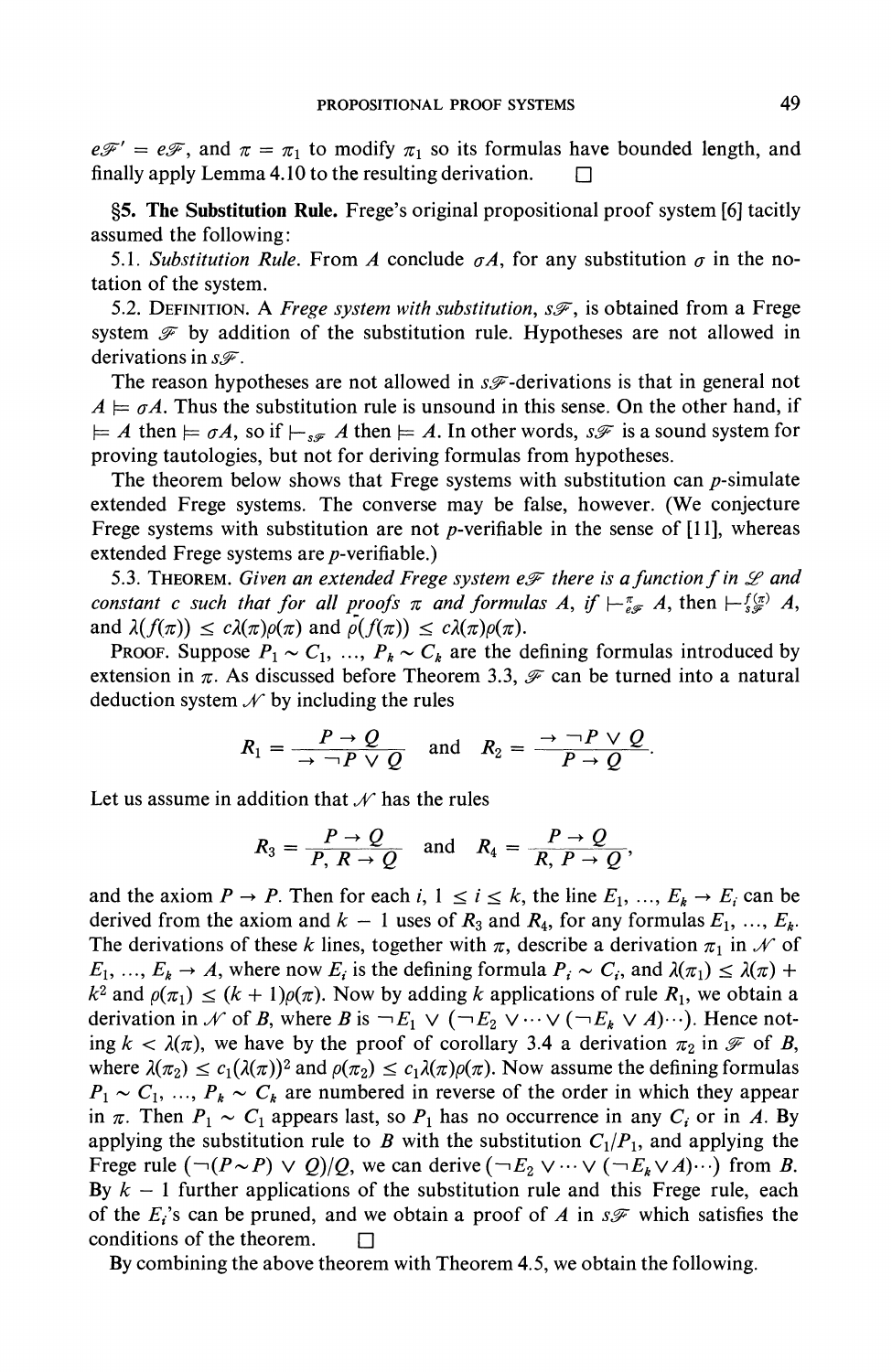$e\mathscr{F}' = e\mathscr{F}$, and $\pi = \pi_1$ to modify $\pi_1$ so its formulas have bounded length, and finally apply Lemma 4.10 to the resulting derivation. $\square$

**§5. The Substitution Rule.** Frege's original propositional proof system [6] tacitly assumed the following:

5.1. *Substitution Rule.* From $A$ conclude $\sigma A$, for any substitution $\sigma$ in the notation of the system.

5.2. DEFINITION. A *Frege system with substitution*, $s\mathscr{F}$, is obtained from a Frege system $\mathscr{F}$ by addition of the substitution rule. Hypotheses are not allowed in derivations in $s\mathscr{F}$.

The reason hypotheses are not allowed in $s\mathscr{F}$-derivations is that in general not $A \models \sigma A$. Thus the substitution rule is unsound in this sense. On the other hand, if $\models A$ then $\models \sigma A$, so if $\vdash_{s\mathscr{F}} A$ then $\models A$. In other words, $s\mathscr{F}$ is a sound system for proving tautologies, but not for deriving formulas from hypotheses.

The theorem below shows that Frege systems with substitution can $p$-simulate extended Frege systems. The converse may be false, however. (We conjecture Frege systems with substitution are not $p$-verifiable in the sense of [11], whereas extended Frege systems are $p$-verifiable.)

5.3. THEOREM. *Given an extended Frege system $e\mathscr{F}$ there is a function $f$ in $\mathscr{L}$ and constant $c$ such that for all proofs $\pi$ and formulas $A$, if $\vdash^{\pi}_{e\mathscr{F}} A$, then $\vdash^{f(\pi)}_{s\mathscr{F}} A$, and $\lambda(f(\pi)) \leq c\lambda(\pi)\rho(\pi)$ and $\rho(f(\pi)) \leq c\lambda(\pi)\rho(\pi)$.*

PROOF. Suppose $P_1 \sim C_1, \ldots, P_k \sim C_k$ are the defining formulas introduced by extension in $\pi$. As discussed before Theorem 3.3, $\mathscr{F}$ can be turned into a natural deduction system $\mathscr{N}$ by including the rules

$$R_1 = \frac{P \to Q}{\to \neg P \vee Q} \quad \text{and} \quad R_2 = \frac{\to \neg P \vee Q}{P \to Q}.$$

Let us assume in addition that $\mathscr{N}$ has the rules

$$R_3 = \frac{P \to Q}{P,\, R \to Q} \quad \text{and} \quad R_4 = \frac{P \to Q}{R,\, P \to Q},$$

and the axiom $P \to P$. Then for each $i$, $1 \leq i \leq k$, the line $E_1, \ldots, E_k \to E_i$ can be derived from the axiom and $k - 1$ uses of $R_3$ and $R_4$, for any formulas $E_1, \ldots, E_k$. The derivations of these $k$ lines, together with $\pi$, describe a derivation $\pi_1$ in $\mathscr{N}$ of $E_1, \ldots, E_k \to A$, where now $E_i$ is the defining formula $P_i \sim C_i$, and $\lambda(\pi_1) \leq \lambda(\pi) + k^2$ and $\rho(\pi_1) \leq (k + 1)\rho(\pi)$. Now by adding $k$ applications of rule $R_1$, we obtain a derivation in $\mathscr{N}$ of $B$, where $B$ is $\neg E_1 \vee (\neg E_2 \vee \cdots \vee (\neg E_k \vee A)\cdots)$. Hence noting $k < \lambda(\pi)$, we have by the proof of corollary 3.4 a derivation $\pi_2$ in $\mathscr{F}$ of $B$, where $\lambda(\pi_2) \leq c_1(\lambda(\pi))^2$ and $\rho(\pi_2) \leq c_1\lambda(\pi)\rho(\pi)$. Now assume the defining formulas $P_1 \sim C_1, \ldots, P_k \sim C_k$ are numbered in reverse of the order in which they appear in $\pi$. Then $P_1 \sim C_1$ appears last, so $P_1$ has no occurrence in any $C_i$ or in $A$. By applying the substitution rule to $B$ with the substitution $C_1/P_1$, and applying the Frege rule $(\neg(P \sim P) \vee Q)/Q$, we can derive $(\neg E_2 \vee \cdots \vee (\neg E_k \vee A)\cdots)$ from $B$. By $k - 1$ further applications of the substitution rule and this Frege rule, each of the $E_i$'s can be pruned, and we obtain a proof of $A$ in $s\mathscr{F}$ which satisfies the conditions of the theorem. $\square$

By combining the above theorem with Theorem 4.5, we obtain the following.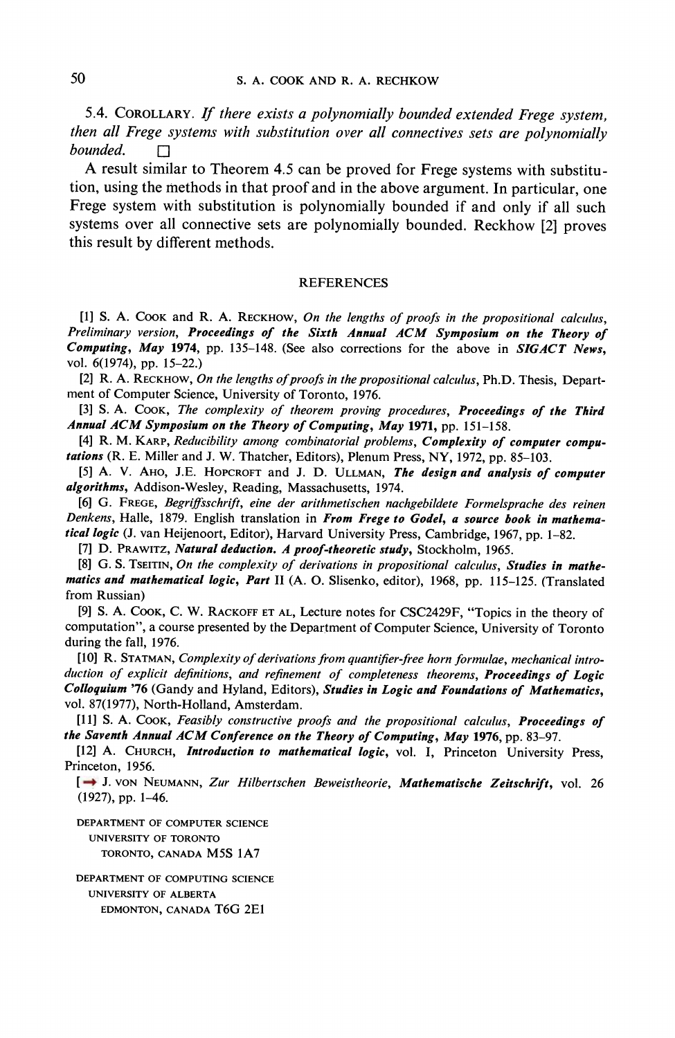5.4. COROLLARY. *If there exists a polynomially bounded extended Frege system, then all Frege systems with substitution over all connectives sets are polynomially bounded.* □

A result similar to Theorem 4.5 can be proved for Frege systems with substitution, using the methods in that proof and in the above argument. In particular, one Frege system with substitution is polynomially bounded if and only if all such systems over all connective sets are polynomially bounded. Reckhow [2] proves this result by different methods.

## REFERENCES

[1] S. A. COOK and R. A. RECKHOW, *On the lengths of proofs in the propositional calculus, Preliminary version*, ***Proceedings of the Sixth Annual ACM Symposium on the Theory of Computing, May* 1974**, pp. 135–148. (See also corrections for the above in ***SIGACT News***, vol. 6(1974), pp. 15–22.)

[2] R. A. RECKHOW, *On the lengths of proofs in the propositional calculus*, Ph.D. Thesis, Department of Computer Science, University of Toronto, 1976.

[3] S. A. COOK, *The complexity of theorem proving procedures*, ***Proceedings of the Third Annual ACM Symposium on the Theory of Computing, May* 1971**, pp. 151–158.

[4] R. M. KARP, *Reducibility among combinatorial problems*, ***Complexity of computer computations*** (R. E. Miller and J. W. Thatcher, Editors), Plenum Press, NY, 1972, pp. 85–103.

[5] A. V. AHO, J.E. HOPCROFT and J. D. ULLMAN, ***The design and analysis of computer algorithms***, Addison-Wesley, Reading, Massachusetts, 1974.

[6] G. FREGE, *Begriffsschrift, eine der arithmetischen nachgebildete Formelsprache des reinen Denkens*, Halle, 1879. English translation in ***From Frege to Godel, a source book in mathematical logic*** (J. van Heijenoort, Editor), Harvard University Press, Cambridge, 1967, pp. 1–82.

[7] D. PRAWITZ, ***Natural deduction. A proof-theoretic study***, Stockholm, 1965.

[8] G. S. TSEITIN, *On the complexity of derivations in propositional calculus*, ***Studies in mathematics and mathematical logic, Part*** II (A. O. Slisenko, editor), 1968, pp. 115–125. (Translated from Russian)

[9] S. A. COOK, C. W. RACKOFF ET AL, Lecture notes for CSC2429F, "Topics in the theory of computation", a course presented by the Department of Computer Science, University of Toronto during the fall, 1976.

[10] R. STATMAN, *Complexity of derivations from quantifier-free horn formulae, mechanical introduction of explicit definitions, and refinement of completeness theorems*, ***Proceedings of Logic Colloquium '76*** (Gandy and Hyland, Editors), ***Studies in Logic and Foundations of Mathematics***, vol. 87(1977), North-Holland, Amsterdam.

[11] S. A. COOK, *Feasibly constructive proofs and the propositional calculus*, ***Proceedings of the Saventh Annual ACM Conference on the Theory of Computing, May* 1976**, pp. 83–97.

[12] A. CHURCH, ***Introduction to mathematical logic***, vol. I, Princeton University Press, Princeton, 1956.

[→ J. VON NEUMANN, *Zur Hilbertschen Beweistheorie*, ***Mathematische Zeitschrift***, vol. 26 (1927), pp. 1–46.

DEPARTMENT OF COMPUTER SCIENCE
UNIVERSITY OF TORONTO
TORONTO, CANADA M5S 1A7

DEPARTMENT OF COMPUTING SCIENCE
UNIVERSITY OF ALBERTA
EDMONTON, CANADA T6G 2E1